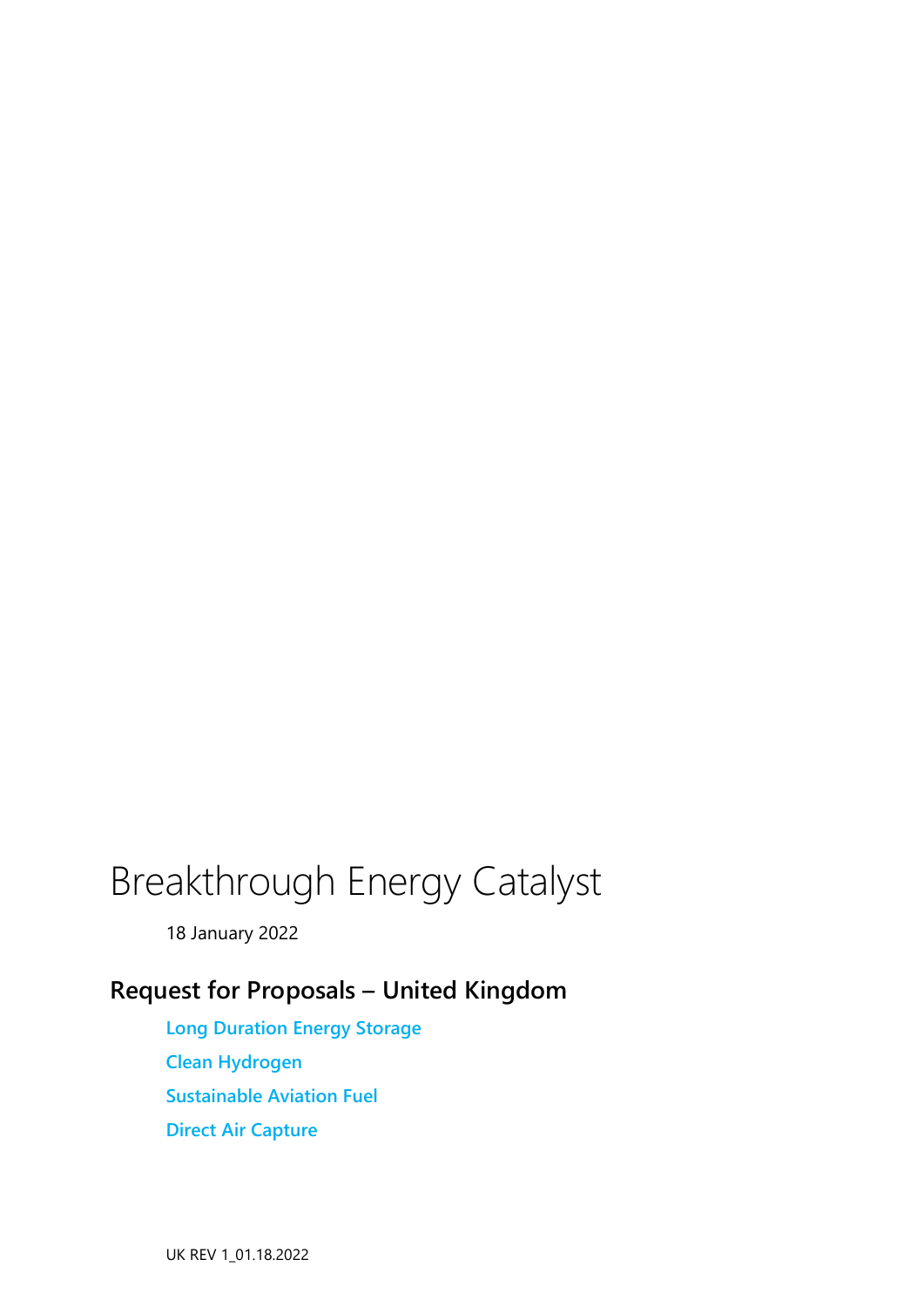# Breakthrough Energy Catalyst

18 January 2022

## Request for Proposals – United Kingdom

Long Duration Energy Storage

Clean Hydrogen

Sustainable Aviation Fuel

Direct Air Capture

UK REV 1_01.18.2022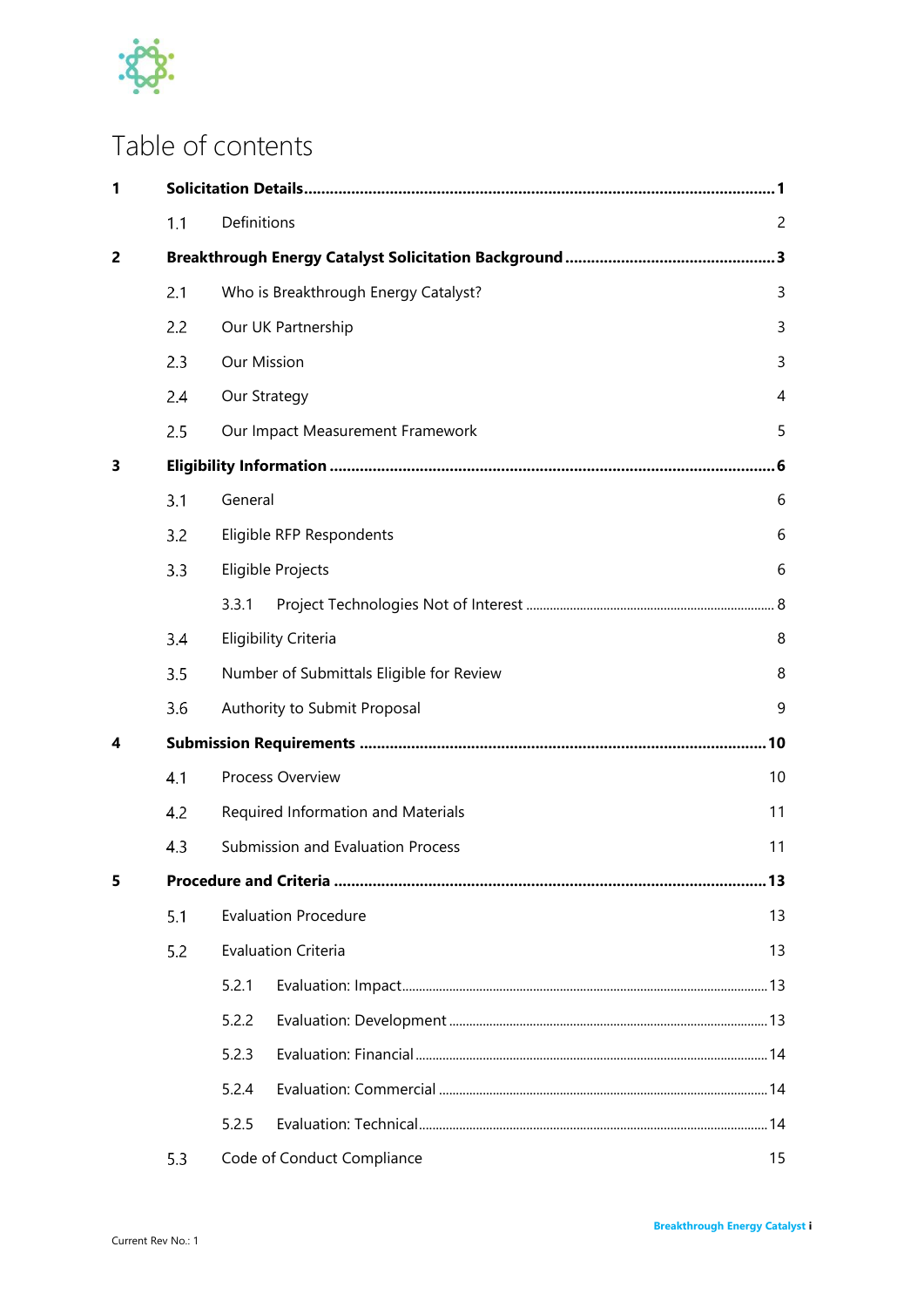# Table of contents

| | | | |
|---|---|---|---|
| **1** | **Solicitation Details** | | **1** |
| | 1.1 | Definitions | 2 |
| **2** | **Breakthrough Energy Catalyst Solicitation Background** | | **3** |
| | 2.1 | Who is Breakthrough Energy Catalyst? | 3 |
| | 2.2 | Our UK Partnership | 3 |
| | 2.3 | Our Mission | 3 |
| | 2.4 | Our Strategy | 4 |
| | 2.5 | Our Impact Measurement Framework | 5 |
| **3** | **Eligibility Information** | | **6** |
| | 3.1 | General | 6 |
| | 3.2 | Eligible RFP Respondents | 6 |
| | 3.3 | Eligible Projects | 6 |
| | | 3.3.1 Project Technologies Not of Interest | 8 |
| | 3.4 | Eligibility Criteria | 8 |
| | 3.5 | Number of Submittals Eligible for Review | 8 |
| | 3.6 | Authority to Submit Proposal | 9 |
| **4** | **Submission Requirements** | | **10** |
| | 4.1 | Process Overview | 10 |
| | 4.2 | Required Information and Materials | 11 |
| | 4.3 | Submission and Evaluation Process | 11 |
| **5** | **Procedure and Criteria** | | **13** |
| | 5.1 | Evaluation Procedure | 13 |
| | 5.2 | Evaluation Criteria | 13 |
| | | 5.2.1 Evaluation: Impact | 13 |
| | | 5.2.2 Evaluation: Development | 13 |
| | | 5.2.3 Evaluation: Financial | 14 |
| | | 5.2.4 Evaluation: Commercial | 14 |
| | | 5.2.5 Evaluation: Technical | 14 |
| | 5.3 | Code of Conduct Compliance | 15 |

Current Rev No.: 1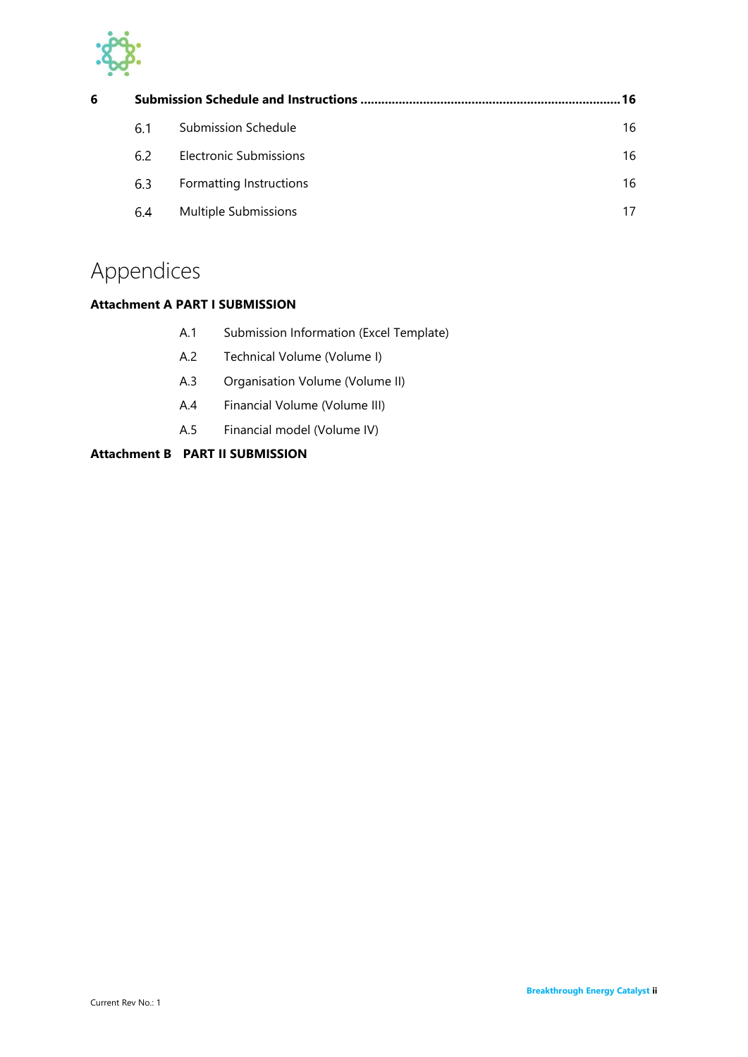| | | |
|---|---|---|
| **6** | **Submission Schedule and Instructions** | **16** |
| 6.1 | Submission Schedule | 16 |
| 6.2 | Electronic Submissions | 16 |
| 6.3 | Formatting Instructions | 16 |
| 6.4 | Multiple Submissions | 17 |

# Appendices

**Attachment A PART I SUBMISSION**

- A.1 Submission Information (Excel Template)
- A.2 Technical Volume (Volume I)
- A.3 Organisation Volume (Volume II)
- A.4 Financial Volume (Volume III)
- A.5 Financial model (Volume IV)

**Attachment B PART II SUBMISSION**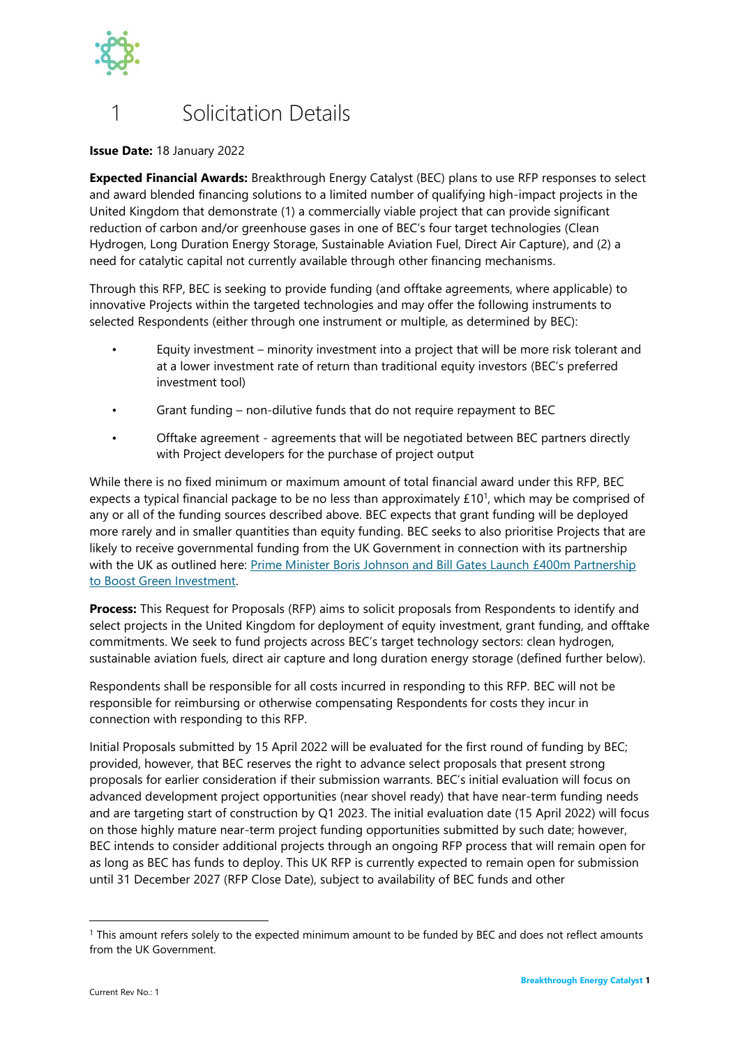# 1 Solicitation Details

**Issue Date:** 18 January 2022

**Expected Financial Awards:** Breakthrough Energy Catalyst (BEC) plans to use RFP responses to select and award blended financing solutions to a limited number of qualifying high-impact projects in the United Kingdom that demonstrate (1) a commercially viable project that can provide significant reduction of carbon and/or greenhouse gases in one of BEC's four target technologies (Clean Hydrogen, Long Duration Energy Storage, Sustainable Aviation Fuel, Direct Air Capture), and (2) a need for catalytic capital not currently available through other financing mechanisms.

Through this RFP, BEC is seeking to provide funding (and offtake agreements, where applicable) to innovative Projects within the targeted technologies and may offer the following instruments to selected Respondents (either through one instrument or multiple, as determined by BEC):

- Equity investment – minority investment into a project that will be more risk tolerant and at a lower investment rate of return than traditional equity investors (BEC's preferred investment tool)
- Grant funding – non-dilutive funds that do not require repayment to BEC
- Offtake agreement - agreements that will be negotiated between BEC partners directly with Project developers for the purchase of project output

While there is no fixed minimum or maximum amount of total financial award under this RFP, BEC expects a typical financial package to be no less than approximately £10[1], which may be comprised of any or all of the funding sources described above. BEC expects that grant funding will be deployed more rarely and in smaller quantities than equity funding. BEC seeks to also prioritise Projects that are likely to receive governmental funding from the UK Government in connection with its partnership with the UK as outlined here: Prime Minister Boris Johnson and Bill Gates Launch £400m Partnership to Boost Green Investment.

**Process:** This Request for Proposals (RFP) aims to solicit proposals from Respondents to identify and select projects in the United Kingdom for deployment of equity investment, grant funding, and offtake commitments. We seek to fund projects across BEC's target technology sectors: clean hydrogen, sustainable aviation fuels, direct air capture and long duration energy storage (defined further below).

Respondents shall be responsible for all costs incurred in responding to this RFP. BEC will not be responsible for reimbursing or otherwise compensating Respondents for costs they incur in connection with responding to this RFP.

Initial Proposals submitted by 15 April 2022 will be evaluated for the first round of funding by BEC; provided, however, that BEC reserves the right to advance select proposals that present strong proposals for earlier consideration if their submission warrants. BEC's initial evaluation will focus on advanced development project opportunities (near shovel ready) that have near-term funding needs and are targeting start of construction by Q1 2023. The initial evaluation date (15 April 2022) will focus on those highly mature near-term project funding opportunities submitted by such date; however, BEC intends to consider additional projects through an ongoing RFP process that will remain open for as long as BEC has funds to deploy. This UK RFP is currently expected to remain open for submission until 31 December 2027 (RFP Close Date), subject to availability of BEC funds and other

[1] This amount refers solely to the expected minimum amount to be funded by BEC and does not reflect amounts from the UK Government.

Current Rev No.: 1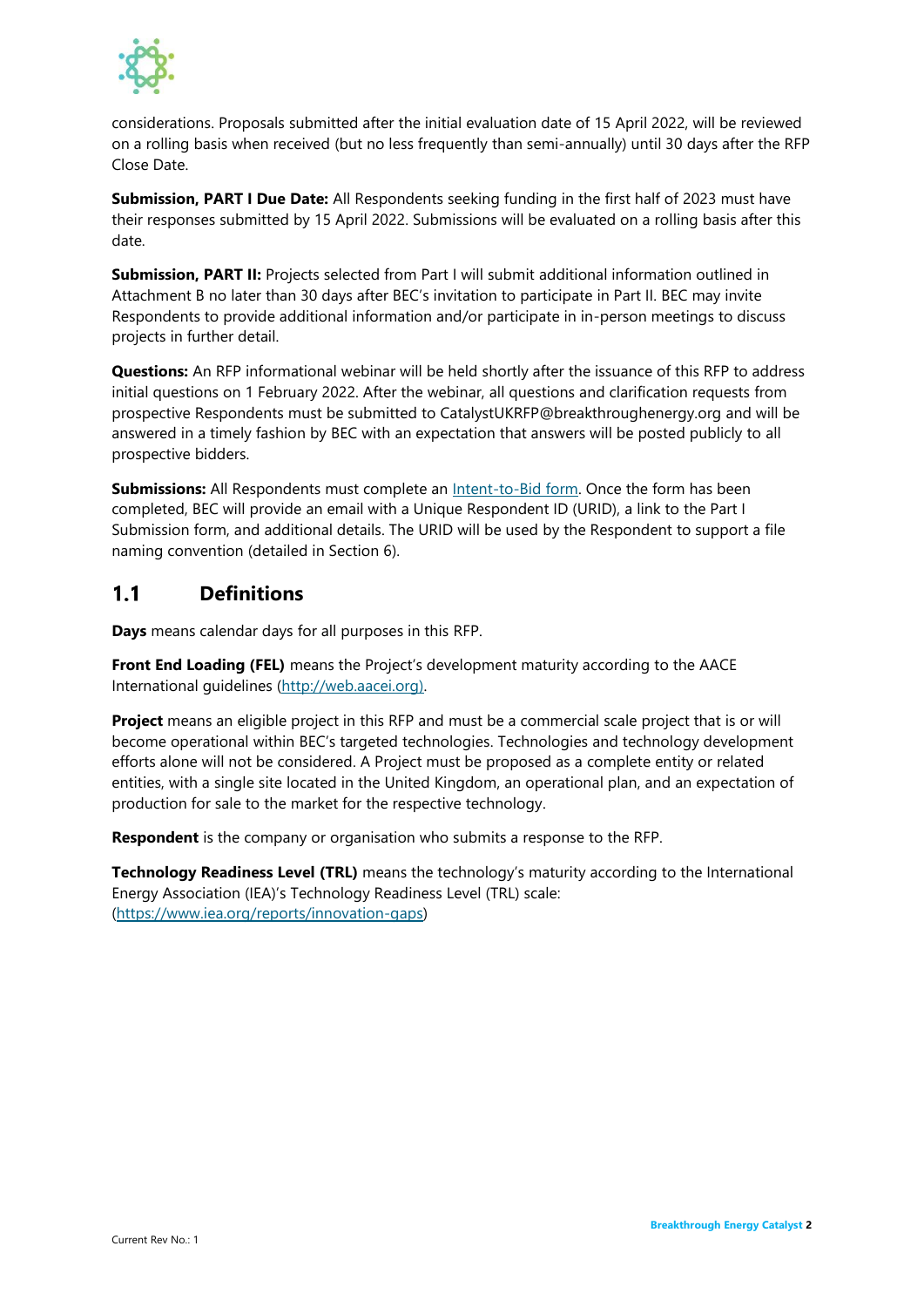considerations. Proposals submitted after the initial evaluation date of 15 April 2022, will be reviewed on a rolling basis when received (but no less frequently than semi-annually) until 30 days after the RFP Close Date.

**Submission, PART I Due Date:** All Respondents seeking funding in the first half of 2023 must have their responses submitted by 15 April 2022. Submissions will be evaluated on a rolling basis after this date.

**Submission, PART II:** Projects selected from Part I will submit additional information outlined in Attachment B no later than 30 days after BEC's invitation to participate in Part II. BEC may invite Respondents to provide additional information and/or participate in in-person meetings to discuss projects in further detail.

**Questions:** An RFP informational webinar will be held shortly after the issuance of this RFP to address initial questions on 1 February 2022. After the webinar, all questions and clarification requests from prospective Respondents must be submitted to CatalystUKRFP@breakthroughenergy.org and will be answered in a timely fashion by BEC with an expectation that answers will be posted publicly to all prospective bidders.

**Submissions:** All Respondents must complete an Intent-to-Bid form. Once the form has been completed, BEC will provide an email with a Unique Respondent ID (URID), a link to the Part I Submission form, and additional details. The URID will be used by the Respondent to support a file naming convention (detailed in Section 6).

## 1.1 Definitions

**Days** means calendar days for all purposes in this RFP.

**Front End Loading (FEL)** means the Project's development maturity according to the AACE International guidelines (http://web.aacei.org).

**Project** means an eligible project in this RFP and must be a commercial scale project that is or will become operational within BEC's targeted technologies. Technologies and technology development efforts alone will not be considered. A Project must be proposed as a complete entity or related entities, with a single site located in the United Kingdom, an operational plan, and an expectation of production for sale to the market for the respective technology.

**Respondent** is the company or organisation who submits a response to the RFP.

**Technology Readiness Level (TRL)** means the technology's maturity according to the International Energy Association (IEA)'s Technology Readiness Level (TRL) scale: (https://www.iea.org/reports/innovation-gaps)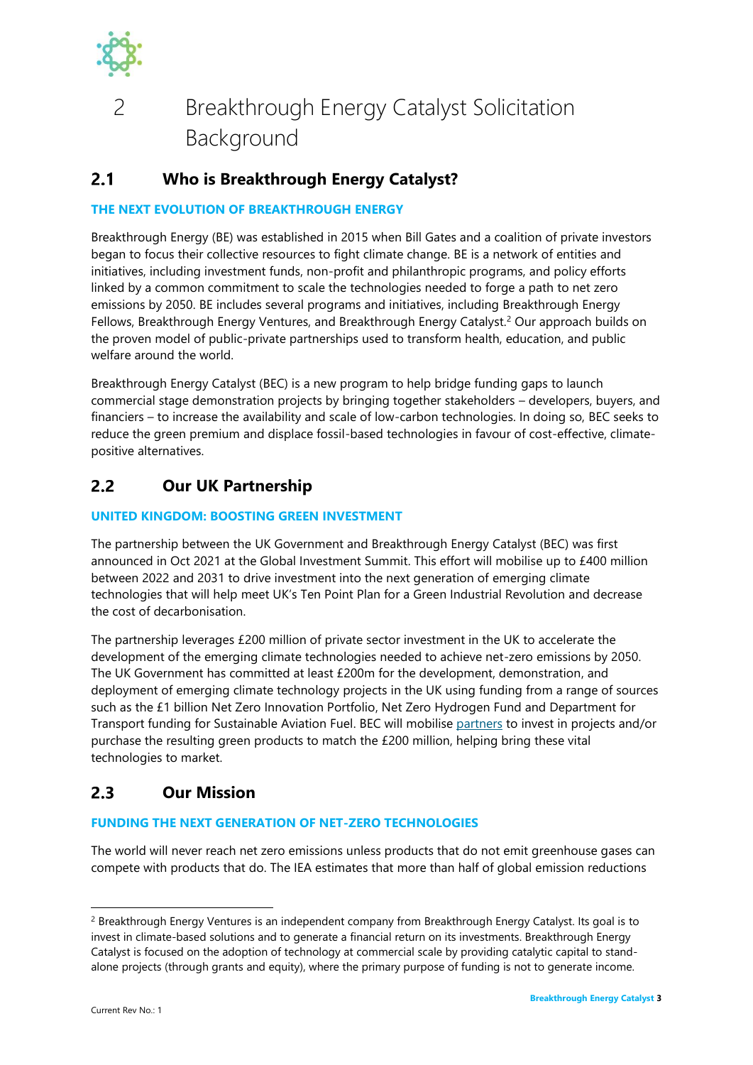# 2 Breakthrough Energy Catalyst Solicitation Background

## 2.1 Who is Breakthrough Energy Catalyst?

### THE NEXT EVOLUTION OF BREAKTHROUGH ENERGY

Breakthrough Energy (BE) was established in 2015 when Bill Gates and a coalition of private investors began to focus their collective resources to fight climate change. BE is a network of entities and initiatives, including investment funds, non-profit and philanthropic programs, and policy efforts linked by a common commitment to scale the technologies needed to forge a path to net zero emissions by 2050. BE includes several programs and initiatives, including Breakthrough Energy Fellows, Breakthrough Energy Ventures, and Breakthrough Energy Catalyst.[2] Our approach builds on the proven model of public-private partnerships used to transform health, education, and public welfare around the world.

Breakthrough Energy Catalyst (BEC) is a new program to help bridge funding gaps to launch commercial stage demonstration projects by bringing together stakeholders – developers, buyers, and financiers – to increase the availability and scale of low-carbon technologies. In doing so, BEC seeks to reduce the green premium and displace fossil-based technologies in favour of cost-effective, climate-positive alternatives.

## 2.2 Our UK Partnership

### UNITED KINGDOM: BOOSTING GREEN INVESTMENT

The partnership between the UK Government and Breakthrough Energy Catalyst (BEC) was first announced in Oct 2021 at the Global Investment Summit. This effort will mobilise up to £400 million between 2022 and 2031 to drive investment into the next generation of emerging climate technologies that will help meet UK's Ten Point Plan for a Green Industrial Revolution and decrease the cost of decarbonisation.

The partnership leverages £200 million of private sector investment in the UK to accelerate the development of the emerging climate technologies needed to achieve net-zero emissions by 2050. The UK Government has committed at least £200m for the development, demonstration, and deployment of emerging climate technology projects in the UK using funding from a range of sources such as the £1 billion Net Zero Innovation Portfolio, Net Zero Hydrogen Fund and Department for Transport funding for Sustainable Aviation Fuel. BEC will mobilise partners to invest in projects and/or purchase the resulting green products to match the £200 million, helping bring these vital technologies to market.

## 2.3 Our Mission

### FUNDING THE NEXT GENERATION OF NET-ZERO TECHNOLOGIES

The world will never reach net zero emissions unless products that do not emit greenhouse gases can compete with products that do. The IEA estimates that more than half of global emission reductions

---

[2] Breakthrough Energy Ventures is an independent company from Breakthrough Energy Catalyst. Its goal is to invest in climate-based solutions and to generate a financial return on its investments. Breakthrough Energy Catalyst is focused on the adoption of technology at commercial scale by providing catalytic capital to stand-alone projects (through grants and equity), where the primary purpose of funding is not to generate income.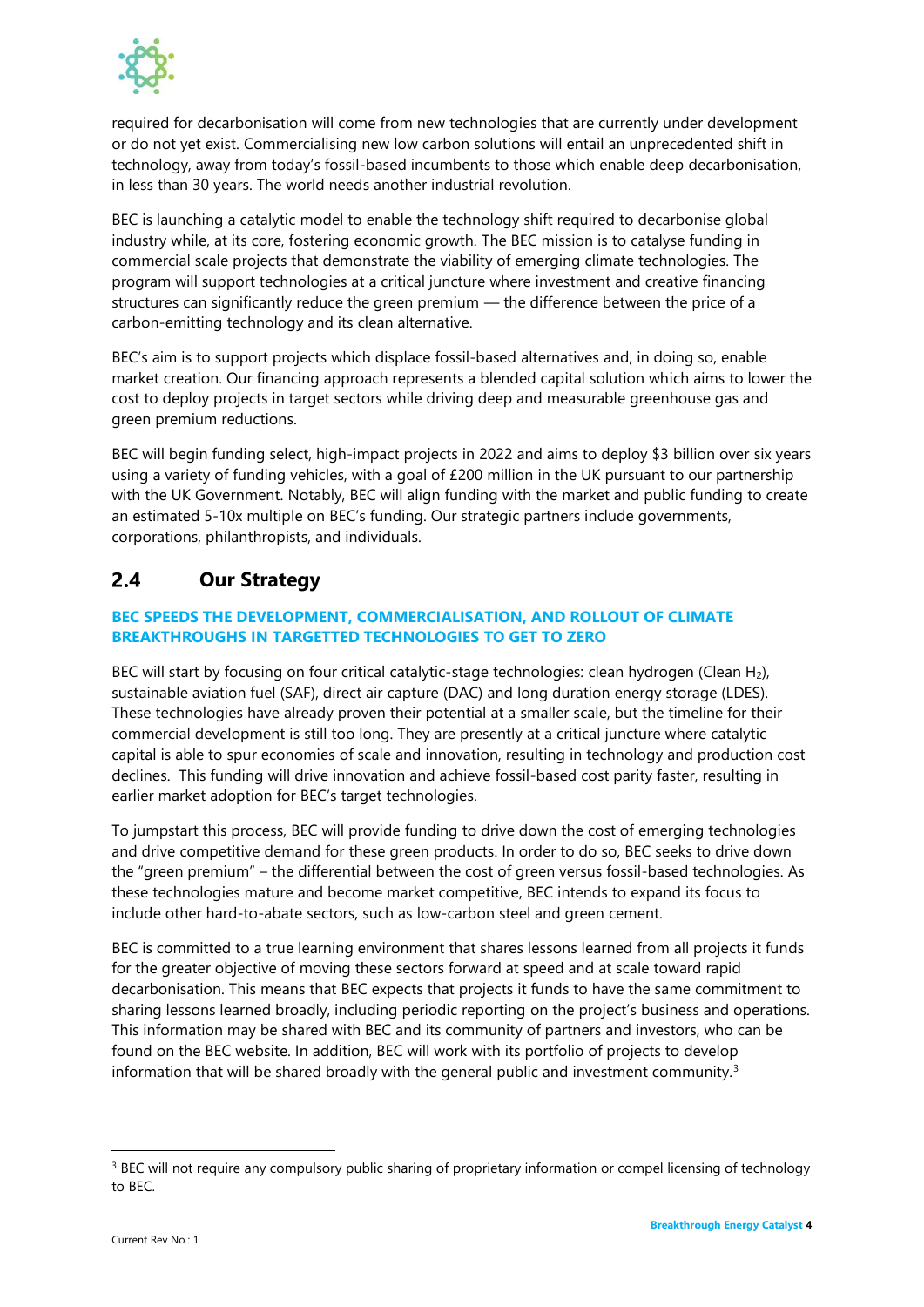required for decarbonisation will come from new technologies that are currently under development or do not yet exist. Commercialising new low carbon solutions will entail an unprecedented shift in technology, away from today's fossil-based incumbents to those which enable deep decarbonisation, in less than 30 years. The world needs another industrial revolution.

BEC is launching a catalytic model to enable the technology shift required to decarbonise global industry while, at its core, fostering economic growth. The BEC mission is to catalyse funding in commercial scale projects that demonstrate the viability of emerging climate technologies. The program will support technologies at a critical juncture where investment and creative financing structures can significantly reduce the green premium — the difference between the price of a carbon-emitting technology and its clean alternative.

BEC's aim is to support projects which displace fossil-based alternatives and, in doing so, enable market creation. Our financing approach represents a blended capital solution which aims to lower the cost to deploy projects in target sectors while driving deep and measurable greenhouse gas and green premium reductions.

BEC will begin funding select, high-impact projects in 2022 and aims to deploy $3 billion over six years using a variety of funding vehicles, with a goal of £200 million in the UK pursuant to our partnership with the UK Government. Notably, BEC will align funding with the market and public funding to create an estimated 5-10x multiple on BEC's funding. Our strategic partners include governments, corporations, philanthropists, and individuals.

## 2.4 Our Strategy

**BEC SPEEDS THE DEVELOPMENT, COMMERCIALISATION, AND ROLLOUT OF CLIMATE BREAKTHROUGHS IN TARGETTED TECHNOLOGIES TO GET TO ZERO**

BEC will start by focusing on four critical catalytic-stage technologies: clean hydrogen (Clean $H_2$), sustainable aviation fuel (SAF), direct air capture (DAC) and long duration energy storage (LDES). These technologies have already proven their potential at a smaller scale, but the timeline for their commercial development is still too long. They are presently at a critical juncture where catalytic capital is able to spur economies of scale and innovation, resulting in technology and production cost declines. This funding will drive innovation and achieve fossil-based cost parity faster, resulting in earlier market adoption for BEC's target technologies.

To jumpstart this process, BEC will provide funding to drive down the cost of emerging technologies and drive competitive demand for these green products. In order to do so, BEC seeks to drive down the "green premium" – the differential between the cost of green versus fossil-based technologies. As these technologies mature and become market competitive, BEC intends to expand its focus to include other hard-to-abate sectors, such as low-carbon steel and green cement.

BEC is committed to a true learning environment that shares lessons learned from all projects it funds for the greater objective of moving these sectors forward at speed and at scale toward rapid decarbonisation. This means that BEC expects that projects it funds to have the same commitment to sharing lessons learned broadly, including periodic reporting on the project's business and operations. This information may be shared with BEC and its community of partners and investors, who can be found on the BEC website. In addition, BEC will work with its portfolio of projects to develop information that will be shared broadly with the general public and investment community.[3]

[3] BEC will not require any compulsory public sharing of proprietary information or compel licensing of technology to BEC.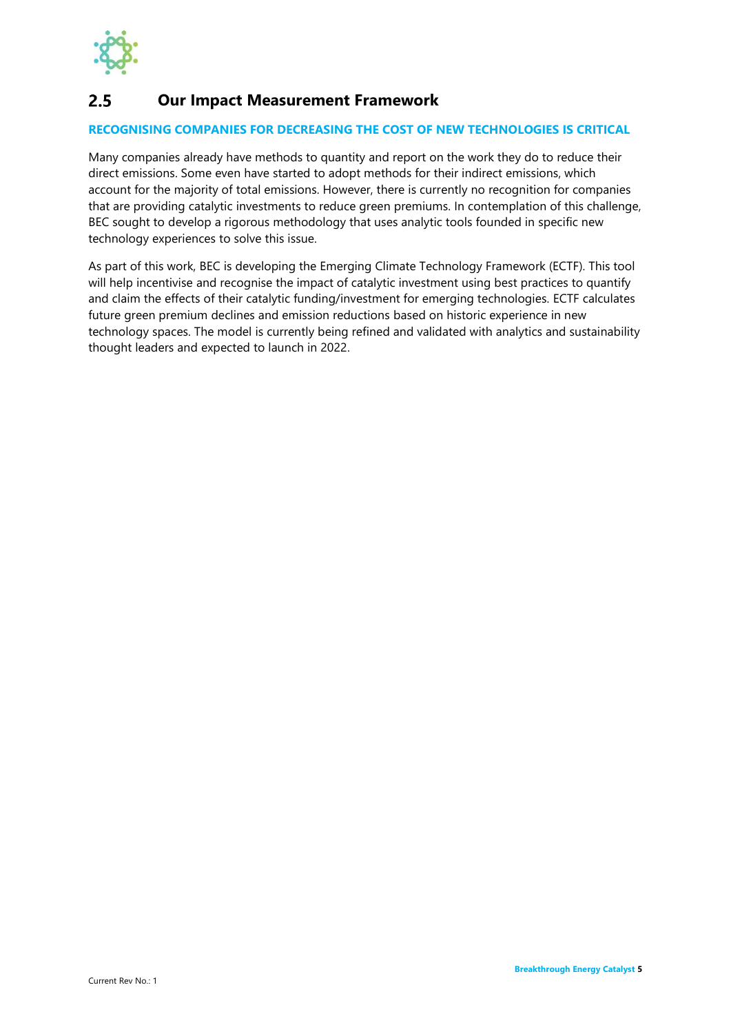## 2.5 Our Impact Measurement Framework

**RECOGNISING COMPANIES FOR DECREASING THE COST OF NEW TECHNOLOGIES IS CRITICAL**

Many companies already have methods to quantity and report on the work they do to reduce their direct emissions. Some even have started to adopt methods for their indirect emissions, which account for the majority of total emissions. However, there is currently no recognition for companies that are providing catalytic investments to reduce green premiums. In contemplation of this challenge, BEC sought to develop a rigorous methodology that uses analytic tools founded in specific new technology experiences to solve this issue.

As part of this work, BEC is developing the Emerging Climate Technology Framework (ECTF). This tool will help incentivise and recognise the impact of catalytic investment using best practices to quantify and claim the effects of their catalytic funding/investment for emerging technologies. ECTF calculates future green premium declines and emission reductions based on historic experience in new technology spaces. The model is currently being refined and validated with analytics and sustainability thought leaders and expected to launch in 2022.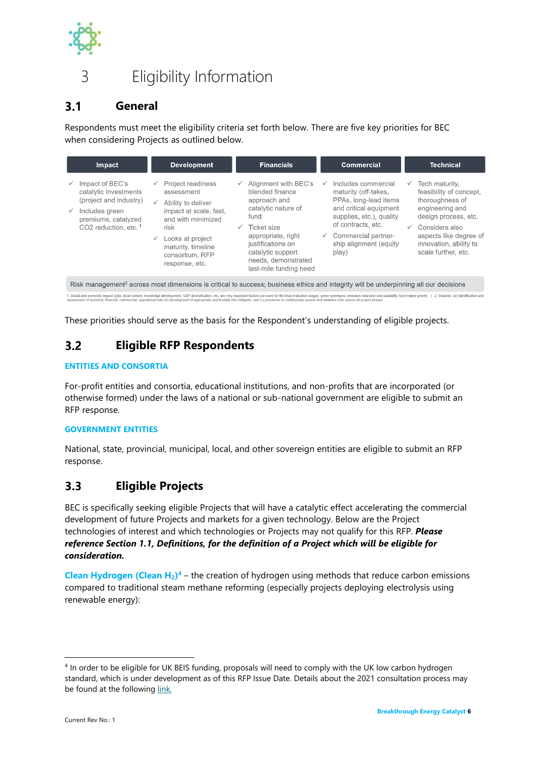# 3 Eligibility Information

## 3.1 General

Respondents must meet the eligibility criteria set forth below. There are five key priorities for BEC when considering Projects as outlined below.

| Impact | Development | Financials | Commercial | Technical |
|---|---|---|---|---|
| ✓ Impact of BEC's catalytic investments (project and industry)<br>✓ Includes green premiums, catalyzed $CO_2$ reduction, etc.[1] | ✓ Project readiness assessment<br>✓ Ability to deliver impact at scale, fast, and with minimized risk<br>✓ Looks at project maturity, timeline consortium, RFP response, etc. | ✓ Alignment with BEC's blended finance approach and catalytic nature of fund<br>✓ Ticket size appropriate, right justifications on catalytic support needs, demonstrated last-mile funding need | ✓ Includes commercial maturity (off-takes, PPAs, long-lead items and critical equipment supplies, etc.), quality of contracts, etc.<br>✓ Commercial partner-ship alignment (equity play) | ✓ Tech maturity, feasibility of concept, thoroughness of engineering and design process, etc.<br>✓ Considers also aspects like degree of innovation, ability to scale further, etc. |

Risk management[2] across most dimensions is critical to success; business ethics and integrity will be underpinning all our decisions

1. Social and economic impact (jobs, local content, knowledge development, GDP diversification, etc. are very important factors but more for the final evaluation stages: green-premiums, emission reduction and scalability have higher priority | 2. Includes: (a) identification and assessment of technical, financial, commercial, operational risks (b) development of appropriate and feasible risk mitigants, and (c) processes to continuously assess and minimize risks across all project phases

These priorities should serve as the basis for the Respondent's understanding of eligible projects.

## 3.2 Eligible RFP Respondents

**ENTITIES AND CONSORTIA**

For-profit entities and consortia, educational institutions, and non-profits that are incorporated (or otherwise formed) under the laws of a national or sub-national government are eligible to submit an RFP response.

**GOVERNMENT ENTITIES**

National, state, provincial, municipal, local, and other sovereign entities are eligible to submit an RFP response.

## 3.3 Eligible Projects

BEC is specifically seeking eligible Projects that will have a catalytic effect accelerating the commercial development of future Projects and markets for a given technology. Below are the Project technologies of interest and which technologies or Projects may not qualify for this RFP. ***Please reference Section 1.1, Definitions, for the definition of a Project which will be eligible for consideration.***

**Clean Hydrogen (Clean $H_2$)**[4] – the creation of hydrogen using methods that reduce carbon emissions compared to traditional steam methane reforming (especially projects deploying electrolysis using renewable energy):

[4] In order to be eligible for UK BEIS funding, proposals will need to comply with the UK low carbon hydrogen standard, which is under development as of this RFP Issue Date. Details about the 2021 consultation process may be found at the following link.

Current Rev No.: 1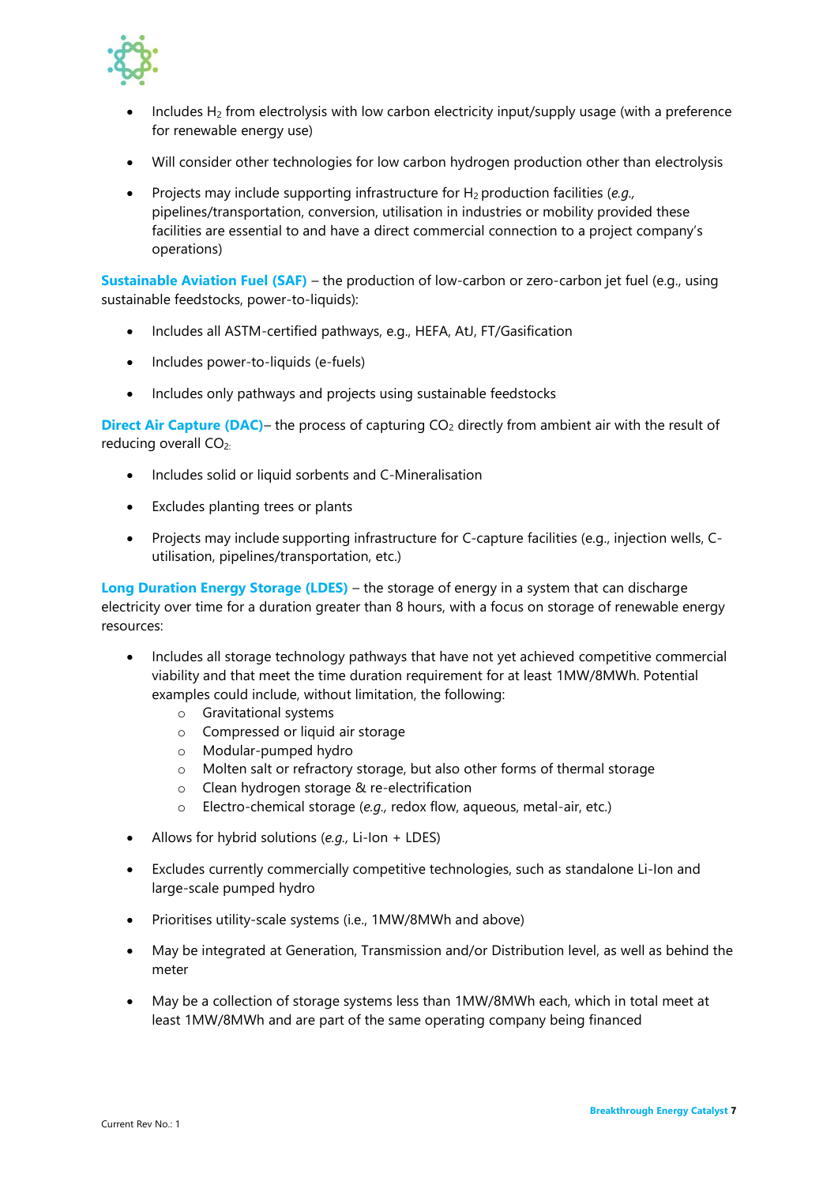- Includes $H_2$ from electrolysis with low carbon electricity input/supply usage (with a preference for renewable energy use)

- Will consider other technologies for low carbon hydrogen production other than electrolysis

- Projects may include supporting infrastructure for $H_2$ production facilities (*e.g.,* pipelines/transportation, conversion, utilisation in industries or mobility provided these facilities are essential to and have a direct commercial connection to a project company's operations)

**Sustainable Aviation Fuel (SAF)** – the production of low-carbon or zero-carbon jet fuel (e.g., using sustainable feedstocks, power-to-liquids):

- Includes all ASTM-certified pathways, e.g., HEFA, AtJ, FT/Gasification

- Includes power-to-liquids (e-fuels)

- Includes only pathways and projects using sustainable feedstocks

**Direct Air Capture (DAC)**– the process of capturing $CO_2$ directly from ambient air with the result of reducing overall $CO_2$:

- Includes solid or liquid sorbents and C-Mineralisation

- Excludes planting trees or plants

- Projects may include supporting infrastructure for C-capture facilities (e.g., injection wells, C-utilisation, pipelines/transportation, etc.)

**Long Duration Energy Storage (LDES)** – the storage of energy in a system that can discharge electricity over time for a duration greater than 8 hours, with a focus on storage of renewable energy resources:

- Includes all storage technology pathways that have not yet achieved competitive commercial viability and that meet the time duration requirement for at least 1MW/8MWh. Potential examples could include, without limitation, the following:
  - Gravitational systems
  - Compressed or liquid air storage
  - Modular-pumped hydro
  - Molten salt or refractory storage, but also other forms of thermal storage
  - Clean hydrogen storage & re-electrification
  - Electro-chemical storage (*e.g.,* redox flow, aqueous, metal-air, etc.)

- Allows for hybrid solutions (*e.g.,* Li-Ion + LDES)

- Excludes currently commercially competitive technologies, such as standalone Li-Ion and large-scale pumped hydro

- Prioritises utility-scale systems (i.e., 1MW/8MWh and above)

- May be integrated at Generation, Transmission and/or Distribution level, as well as behind the meter

- May be a collection of storage systems less than 1MW/8MWh each, which in total meet at least 1MW/8MWh and are part of the same operating company being financed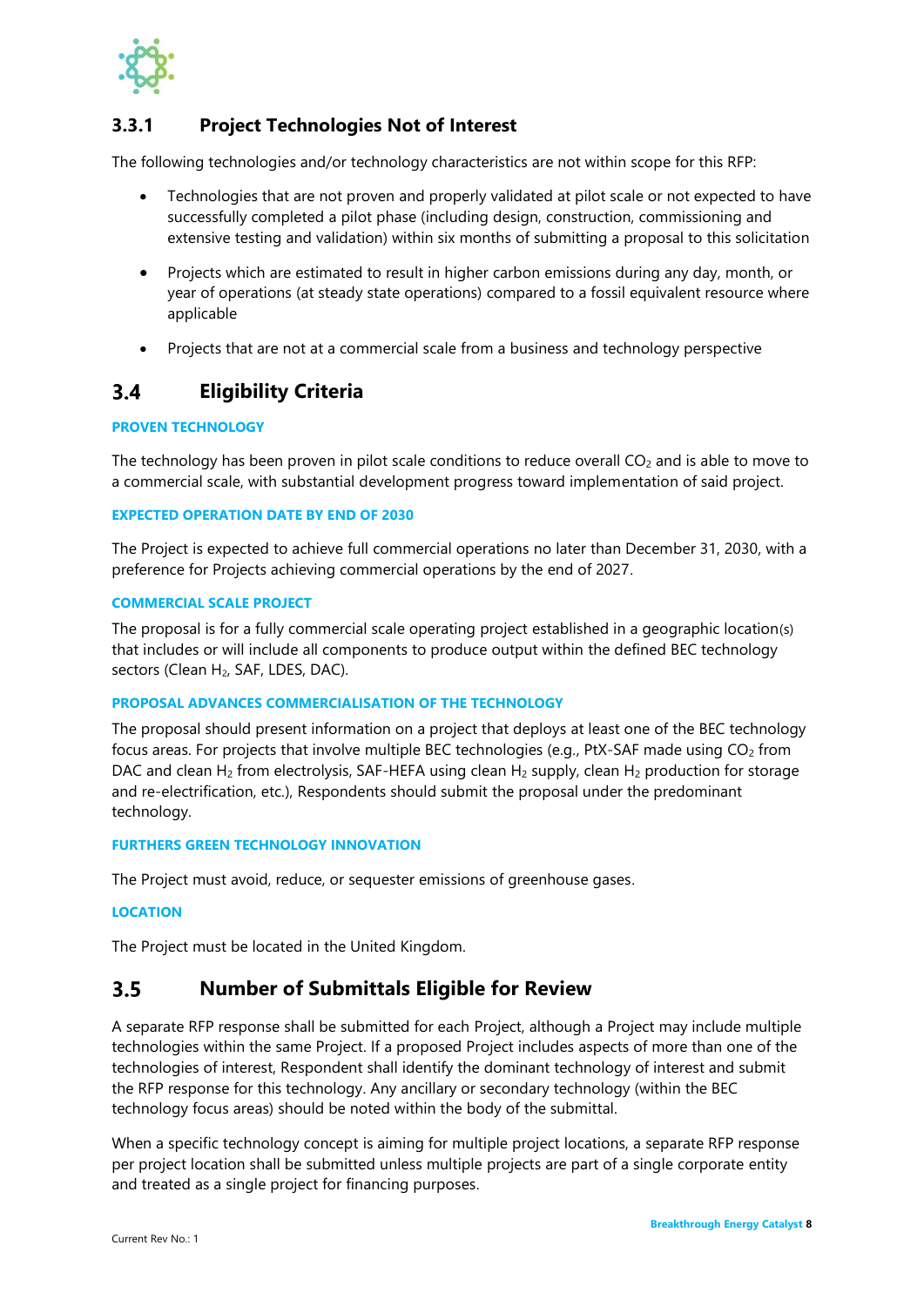### 3.3.1 Project Technologies Not of Interest

The following technologies and/or technology characteristics are not within scope for this RFP:

- Technologies that are not proven and properly validated at pilot scale or not expected to have successfully completed a pilot phase (including design, construction, commissioning and extensive testing and validation) within six months of submitting a proposal to this solicitation
- Projects which are estimated to result in higher carbon emissions during any day, month, or year of operations (at steady state operations) compared to a fossil equivalent resource where applicable
- Projects that are not at a commercial scale from a business and technology perspective

## 3.4 Eligibility Criteria

**PROVEN TECHNOLOGY**

The technology has been proven in pilot scale conditions to reduce overall $CO_2$ and is able to move to a commercial scale, with substantial development progress toward implementation of said project.

**EXPECTED OPERATION DATE BY END OF 2030**

The Project is expected to achieve full commercial operations no later than December 31, 2030, with a preference for Projects achieving commercial operations by the end of 2027.

**COMMERCIAL SCALE PROJECT**

The proposal is for a fully commercial scale operating project established in a geographic location(s) that includes or will include all components to produce output within the defined BEC technology sectors (Clean $H_2$, SAF, LDES, DAC).

**PROPOSAL ADVANCES COMMERCIALISATION OF THE TECHNOLOGY**

The proposal should present information on a project that deploys at least one of the BEC technology focus areas. For projects that involve multiple BEC technologies (e.g., PtX-SAF made using $CO_2$ from DAC and clean $H_2$ from electrolysis, SAF-HEFA using clean $H_2$ supply, clean $H_2$ production for storage and re-electrification, etc.), Respondents should submit the proposal under the predominant technology.

**FURTHERS GREEN TECHNOLOGY INNOVATION**

The Project must avoid, reduce, or sequester emissions of greenhouse gases.

**LOCATION**

The Project must be located in the United Kingdom.

## 3.5 Number of Submittals Eligible for Review

A separate RFP response shall be submitted for each Project, although a Project may include multiple technologies within the same Project. If a proposed Project includes aspects of more than one of the technologies of interest, Respondent shall identify the dominant technology of interest and submit the RFP response for this technology. Any ancillary or secondary technology (within the BEC technology focus areas) should be noted within the body of the submittal.

When a specific technology concept is aiming for multiple project locations, a separate RFP response per project location shall be submitted unless multiple projects are part of a single corporate entity and treated as a single project for financing purposes.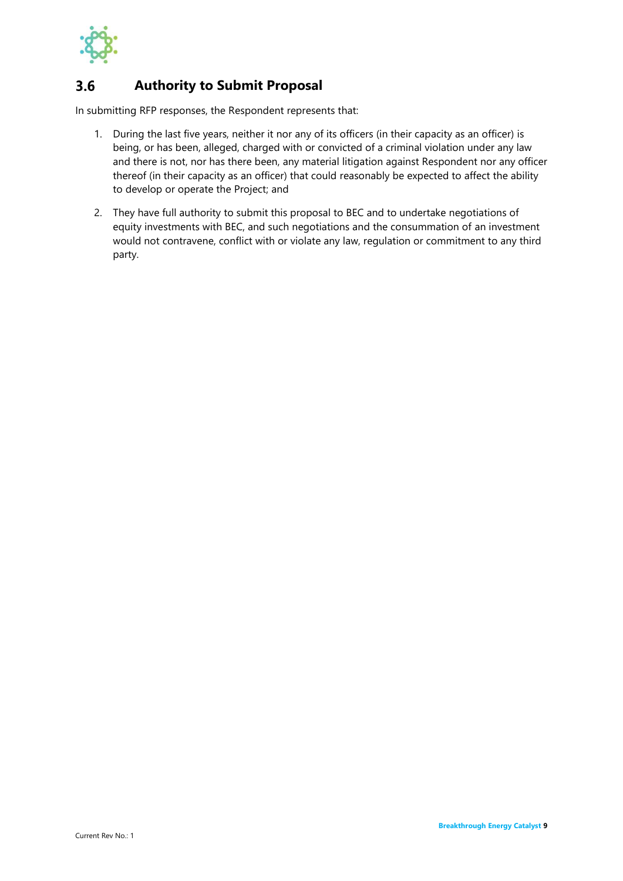### 3.6 Authority to Submit Proposal

In submitting RFP responses, the Respondent represents that:

1. During the last five years, neither it nor any of its officers (in their capacity as an officer) is being, or has been, alleged, charged with or convicted of a criminal violation under any law and there is not, nor has there been, any material litigation against Respondent nor any officer thereof (in their capacity as an officer) that could reasonably be expected to affect the ability to develop or operate the Project; and

2. They have full authority to submit this proposal to BEC and to undertake negotiations of equity investments with BEC, and such negotiations and the consummation of an investment would not contravene, conflict with or violate any law, regulation or commitment to any third party.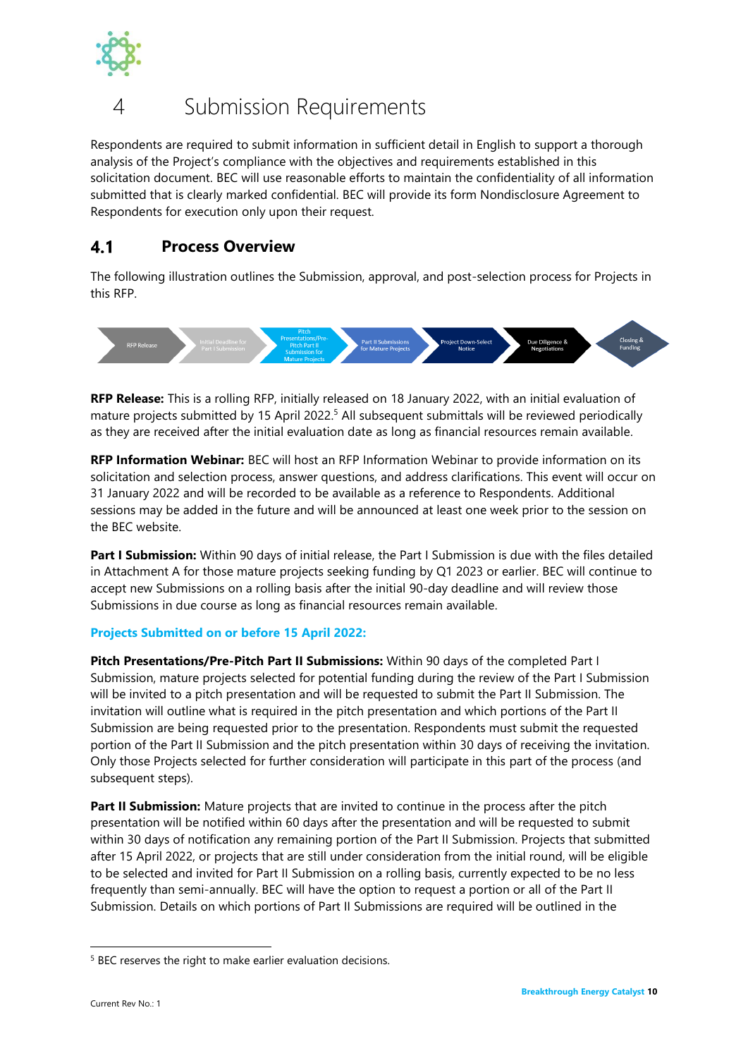# 4 Submission Requirements

Respondents are required to submit information in sufficient detail in English to support a thorough analysis of the Project's compliance with the objectives and requirements established in this solicitation document. BEC will use reasonable efforts to maintain the confidentiality of all information submitted that is clearly marked confidential. BEC will provide its form Nondisclosure Agreement to Respondents for execution only upon their request.

## 4.1 Process Overview

The following illustration outlines the Submission, approval, and post-selection process for Projects in this RFP.

RFP Release → Initial Deadline for Part I Submission → Pitch Presentations/Pre-Pitch Part II Submission for Mature Projects → Part II Submissions for Mature Projects → Project Down-Select Notice → Due Diligence & Negotiations → Closing & Funding

**RFP Release:** This is a rolling RFP, initially released on 18 January 2022, with an initial evaluation of mature projects submitted by 15 April 2022.[5] All subsequent submittals will be reviewed periodically as they are received after the initial evaluation date as long as financial resources remain available.

**RFP Information Webinar:** BEC will host an RFP Information Webinar to provide information on its solicitation and selection process, answer questions, and address clarifications. This event will occur on 31 January 2022 and will be recorded to be available as a reference to Respondents. Additional sessions may be added in the future and will be announced at least one week prior to the session on the BEC website.

**Part I Submission:** Within 90 days of initial release, the Part I Submission is due with the files detailed in Attachment A for those mature projects seeking funding by Q1 2023 or earlier. BEC will continue to accept new Submissions on a rolling basis after the initial 90-day deadline and will review those Submissions in due course as long as financial resources remain available.

**Projects Submitted on or before 15 April 2022:**

**Pitch Presentations/Pre-Pitch Part II Submissions:** Within 90 days of the completed Part I Submission, mature projects selected for potential funding during the review of the Part I Submission will be invited to a pitch presentation and will be requested to submit the Part II Submission. The invitation will outline what is required in the pitch presentation and which portions of the Part II Submission are being requested prior to the presentation. Respondents must submit the requested portion of the Part II Submission and the pitch presentation within 30 days of receiving the invitation. Only those Projects selected for further consideration will participate in this part of the process (and subsequent steps).

**Part II Submission:** Mature projects that are invited to continue in the process after the pitch presentation will be notified within 60 days after the presentation and will be requested to submit within 30 days of notification any remaining portion of the Part II Submission. Projects that submitted after 15 April 2022, or projects that are still under consideration from the initial round, will be eligible to be selected and invited for Part II Submission on a rolling basis, currently expected to be no less frequently than semi-annually. BEC will have the option to request a portion or all of the Part II Submission. Details on which portions of Part II Submissions are required will be outlined in the

[5] BEC reserves the right to make earlier evaluation decisions.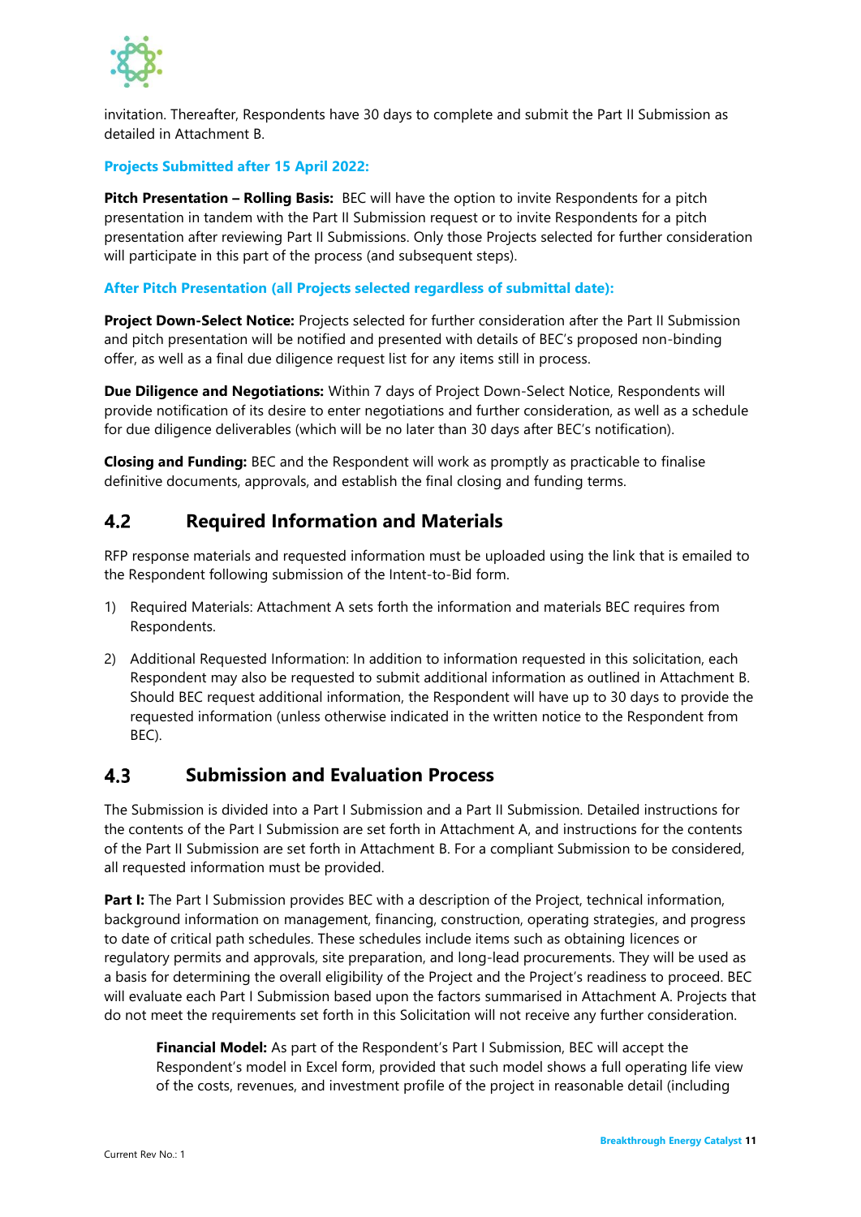invitation. Thereafter, Respondents have 30 days to complete and submit the Part II Submission as detailed in Attachment B.

**Projects Submitted after 15 April 2022:**

**Pitch Presentation – Rolling Basis:** BEC will have the option to invite Respondents for a pitch presentation in tandem with the Part II Submission request or to invite Respondents for a pitch presentation after reviewing Part II Submissions. Only those Projects selected for further consideration will participate in this part of the process (and subsequent steps).

**After Pitch Presentation (all Projects selected regardless of submittal date):**

**Project Down-Select Notice:** Projects selected for further consideration after the Part II Submission and pitch presentation will be notified and presented with details of BEC's proposed non-binding offer, as well as a final due diligence request list for any items still in process.

**Due Diligence and Negotiations:** Within 7 days of Project Down-Select Notice, Respondents will provide notification of its desire to enter negotiations and further consideration, as well as a schedule for due diligence deliverables (which will be no later than 30 days after BEC's notification).

**Closing and Funding:** BEC and the Respondent will work as promptly as practicable to finalise definitive documents, approvals, and establish the final closing and funding terms.

## 4.2 Required Information and Materials

RFP response materials and requested information must be uploaded using the link that is emailed to the Respondent following submission of the Intent-to-Bid form.

1) Required Materials: Attachment A sets forth the information and materials BEC requires from Respondents.
2) Additional Requested Information: In addition to information requested in this solicitation, each Respondent may also be requested to submit additional information as outlined in Attachment B. Should BEC request additional information, the Respondent will have up to 30 days to provide the requested information (unless otherwise indicated in the written notice to the Respondent from BEC).

## 4.3 Submission and Evaluation Process

The Submission is divided into a Part I Submission and a Part II Submission. Detailed instructions for the contents of the Part I Submission are set forth in Attachment A, and instructions for the contents of the Part II Submission are set forth in Attachment B. For a compliant Submission to be considered, all requested information must be provided.

**Part I:** The Part I Submission provides BEC with a description of the Project, technical information, background information on management, financing, construction, operating strategies, and progress to date of critical path schedules. These schedules include items such as obtaining licences or regulatory permits and approvals, site preparation, and long-lead procurements. They will be used as a basis for determining the overall eligibility of the Project and the Project's readiness to proceed. BEC will evaluate each Part I Submission based upon the factors summarised in Attachment A. Projects that do not meet the requirements set forth in this Solicitation will not receive any further consideration.

> **Financial Model:** As part of the Respondent's Part I Submission, BEC will accept the Respondent's model in Excel form, provided that such model shows a full operating life view of the costs, revenues, and investment profile of the project in reasonable detail (including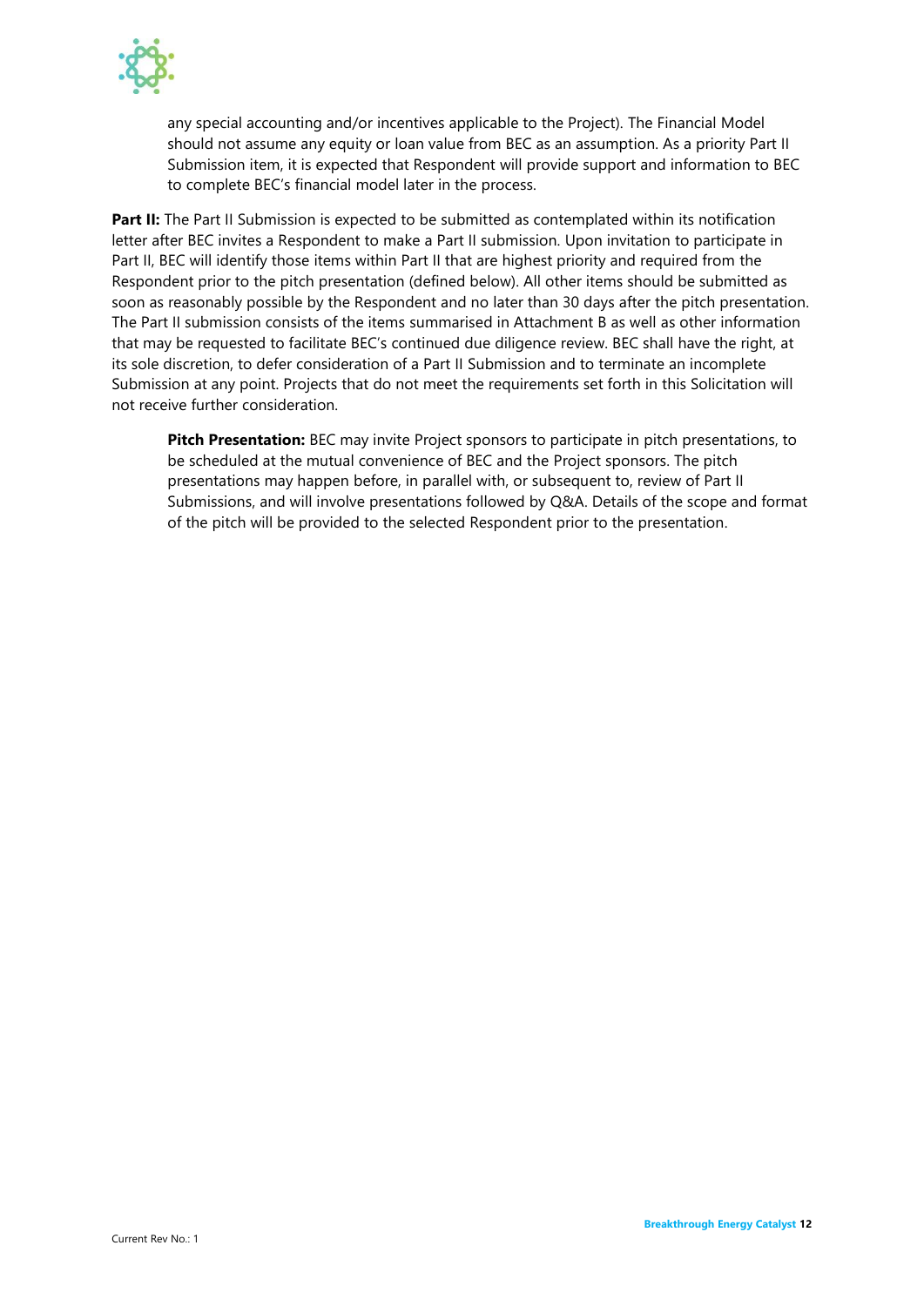any special accounting and/or incentives applicable to the Project). The Financial Model should not assume any equity or loan value from BEC as an assumption. As a priority Part II Submission item, it is expected that Respondent will provide support and information to BEC to complete BEC's financial model later in the process.

**Part II:** The Part II Submission is expected to be submitted as contemplated within its notification letter after BEC invites a Respondent to make a Part II submission. Upon invitation to participate in Part II, BEC will identify those items within Part II that are highest priority and required from the Respondent prior to the pitch presentation (defined below). All other items should be submitted as soon as reasonably possible by the Respondent and no later than 30 days after the pitch presentation. The Part II submission consists of the items summarised in Attachment B as well as other information that may be requested to facilitate BEC's continued due diligence review. BEC shall have the right, at its sole discretion, to defer consideration of a Part II Submission and to terminate an incomplete Submission at any point. Projects that do not meet the requirements set forth in this Solicitation will not receive further consideration.

**Pitch Presentation:** BEC may invite Project sponsors to participate in pitch presentations, to be scheduled at the mutual convenience of BEC and the Project sponsors. The pitch presentations may happen before, in parallel with, or subsequent to, review of Part II Submissions, and will involve presentations followed by Q&A. Details of the scope and format of the pitch will be provided to the selected Respondent prior to the presentation.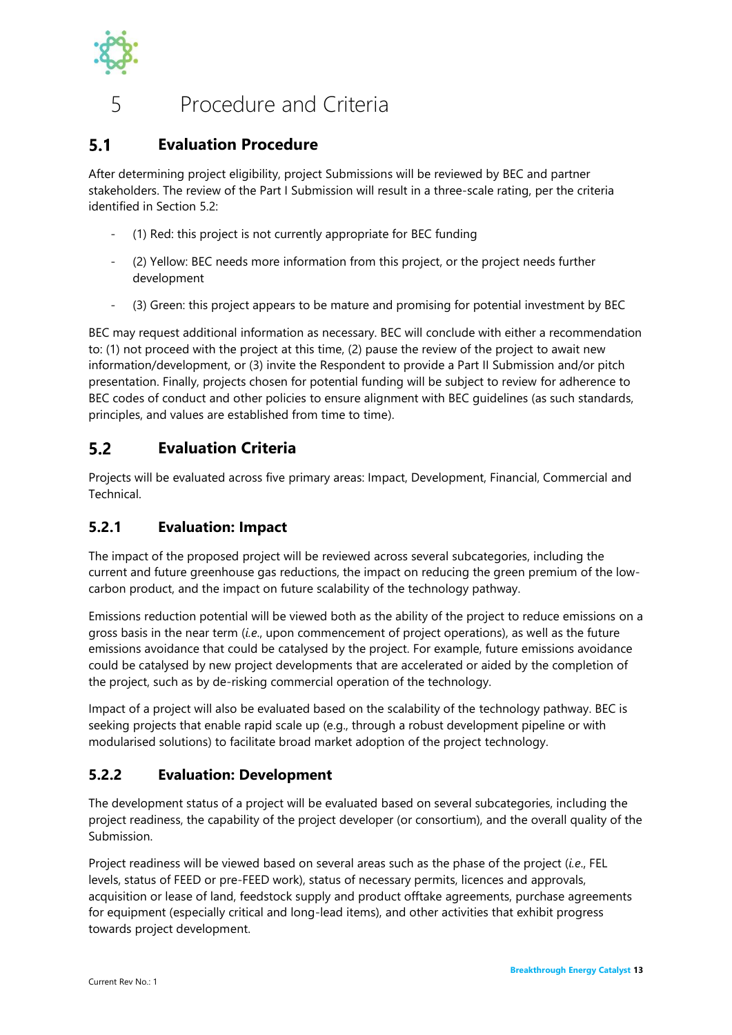# 5 Procedure and Criteria

## 5.1 Evaluation Procedure

After determining project eligibility, project Submissions will be reviewed by BEC and partner stakeholders. The review of the Part I Submission will result in a three-scale rating, per the criteria identified in Section 5.2:

- (1) Red: this project is not currently appropriate for BEC funding
- (2) Yellow: BEC needs more information from this project, or the project needs further development
- (3) Green: this project appears to be mature and promising for potential investment by BEC

BEC may request additional information as necessary. BEC will conclude with either a recommendation to: (1) not proceed with the project at this time, (2) pause the review of the project to await new information/development, or (3) invite the Respondent to provide a Part II Submission and/or pitch presentation. Finally, projects chosen for potential funding will be subject to review for adherence to BEC codes of conduct and other policies to ensure alignment with BEC guidelines (as such standards, principles, and values are established from time to time).

## 5.2 Evaluation Criteria

Projects will be evaluated across five primary areas: Impact, Development, Financial, Commercial and Technical.

### 5.2.1 Evaluation: Impact

The impact of the proposed project will be reviewed across several subcategories, including the current and future greenhouse gas reductions, the impact on reducing the green premium of the low-carbon product, and the impact on future scalability of the technology pathway.

Emissions reduction potential will be viewed both as the ability of the project to reduce emissions on a gross basis in the near term (*i.e.*, upon commencement of project operations), as well as the future emissions avoidance that could be catalysed by the project. For example, future emissions avoidance could be catalysed by new project developments that are accelerated or aided by the completion of the project, such as by de-risking commercial operation of the technology.

Impact of a project will also be evaluated based on the scalability of the technology pathway. BEC is seeking projects that enable rapid scale up (e.g., through a robust development pipeline or with modularised solutions) to facilitate broad market adoption of the project technology.

### 5.2.2 Evaluation: Development

The development status of a project will be evaluated based on several subcategories, including the project readiness, the capability of the project developer (or consortium), and the overall quality of the Submission.

Project readiness will be viewed based on several areas such as the phase of the project (*i.e.*, FEL levels, status of FEED or pre-FEED work), status of necessary permits, licences and approvals, acquisition or lease of land, feedstock supply and product offtake agreements, purchase agreements for equipment (especially critical and long-lead items), and other activities that exhibit progress towards project development.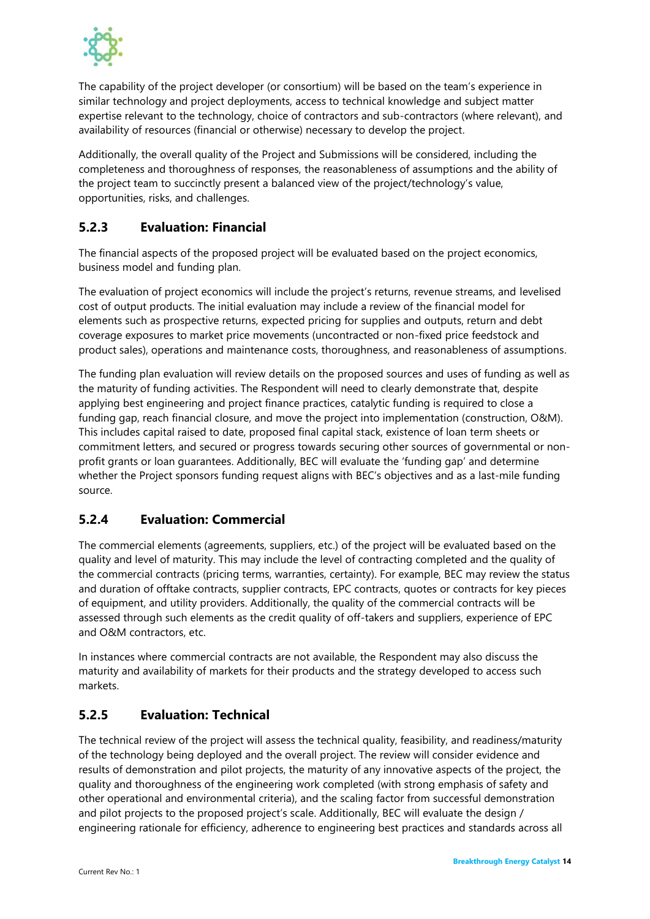The capability of the project developer (or consortium) will be based on the team's experience in similar technology and project deployments, access to technical knowledge and subject matter expertise relevant to the technology, choice of contractors and sub-contractors (where relevant), and availability of resources (financial or otherwise) necessary to develop the project.

Additionally, the overall quality of the Project and Submissions will be considered, including the completeness and thoroughness of responses, the reasonableness of assumptions and the ability of the project team to succinctly present a balanced view of the project/technology's value, opportunities, risks, and challenges.

### 5.2.3 Evaluation: Financial

The financial aspects of the proposed project will be evaluated based on the project economics, business model and funding plan.

The evaluation of project economics will include the project's returns, revenue streams, and levelised cost of output products. The initial evaluation may include a review of the financial model for elements such as prospective returns, expected pricing for supplies and outputs, return and debt coverage exposures to market price movements (uncontracted or non-fixed price feedstock and product sales), operations and maintenance costs, thoroughness, and reasonableness of assumptions.

The funding plan evaluation will review details on the proposed sources and uses of funding as well as the maturity of funding activities. The Respondent will need to clearly demonstrate that, despite applying best engineering and project finance practices, catalytic funding is required to close a funding gap, reach financial closure, and move the project into implementation (construction, O&M). This includes capital raised to date, proposed final capital stack, existence of loan term sheets or commitment letters, and secured or progress towards securing other sources of governmental or non-profit grants or loan guarantees. Additionally, BEC will evaluate the 'funding gap' and determine whether the Project sponsors funding request aligns with BEC's objectives and as a last-mile funding source.

### 5.2.4 Evaluation: Commercial

The commercial elements (agreements, suppliers, etc.) of the project will be evaluated based on the quality and level of maturity. This may include the level of contracting completed and the quality of the commercial contracts (pricing terms, warranties, certainty). For example, BEC may review the status and duration of offtake contracts, supplier contracts, EPC contracts, quotes or contracts for key pieces of equipment, and utility providers. Additionally, the quality of the commercial contracts will be assessed through such elements as the credit quality of off-takers and suppliers, experience of EPC and O&M contractors, etc.

In instances where commercial contracts are not available, the Respondent may also discuss the maturity and availability of markets for their products and the strategy developed to access such markets.

### 5.2.5 Evaluation: Technical

The technical review of the project will assess the technical quality, feasibility, and readiness/maturity of the technology being deployed and the overall project. The review will consider evidence and results of demonstration and pilot projects, the maturity of any innovative aspects of the project, the quality and thoroughness of the engineering work completed (with strong emphasis of safety and other operational and environmental criteria), and the scaling factor from successful demonstration and pilot projects to the proposed project's scale. Additionally, BEC will evaluate the design / engineering rationale for efficiency, adherence to engineering best practices and standards across all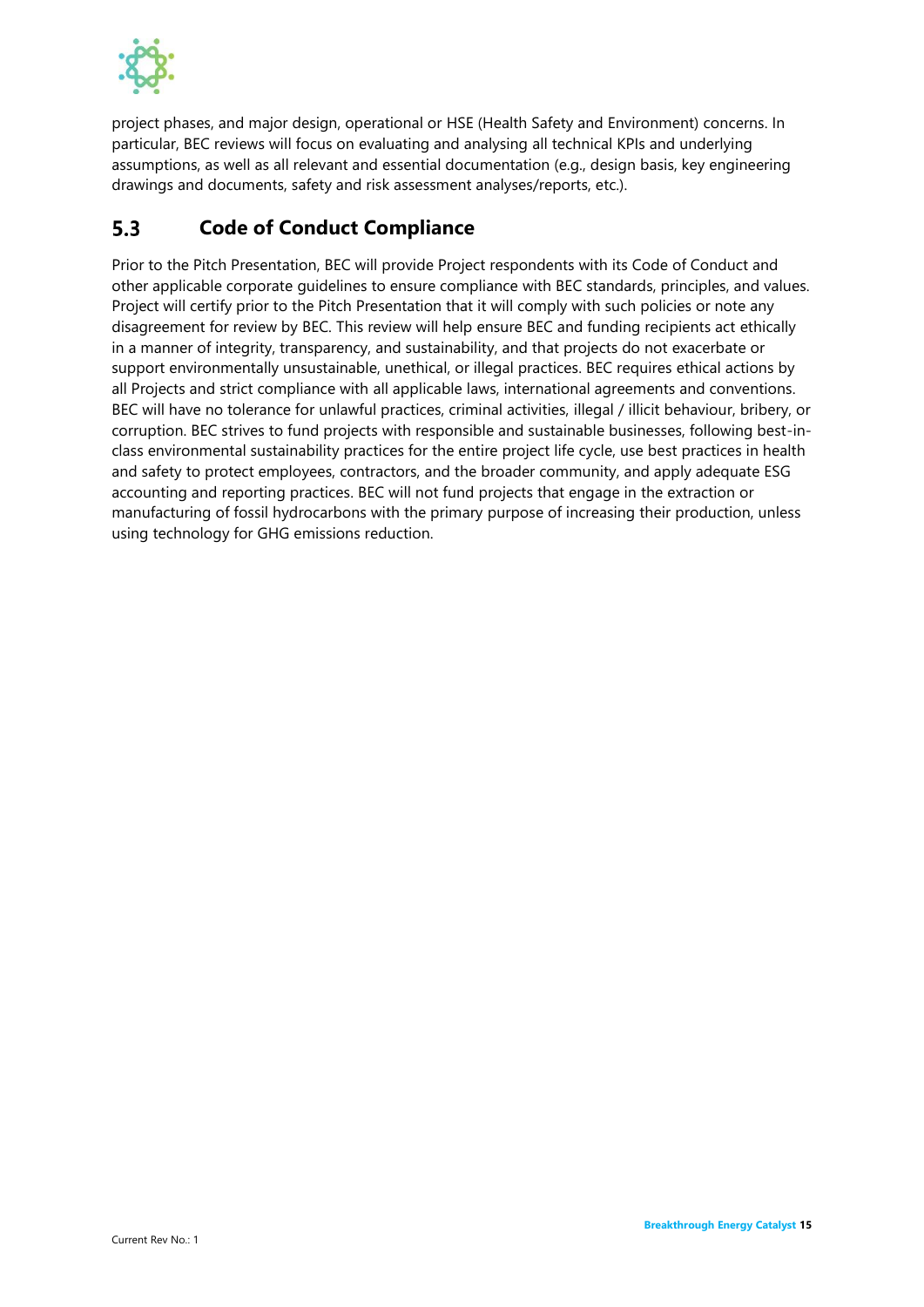project phases, and major design, operational or HSE (Health Safety and Environment) concerns. In particular, BEC reviews will focus on evaluating and analysing all technical KPIs and underlying assumptions, as well as all relevant and essential documentation (e.g., design basis, key engineering drawings and documents, safety and risk assessment analyses/reports, etc.).

## 5.3 Code of Conduct Compliance

Prior to the Pitch Presentation, BEC will provide Project respondents with its Code of Conduct and other applicable corporate guidelines to ensure compliance with BEC standards, principles, and values. Project will certify prior to the Pitch Presentation that it will comply with such policies or note any disagreement for review by BEC. This review will help ensure BEC and funding recipients act ethically in a manner of integrity, transparency, and sustainability, and that projects do not exacerbate or support environmentally unsustainable, unethical, or illegal practices. BEC requires ethical actions by all Projects and strict compliance with all applicable laws, international agreements and conventions. BEC will have no tolerance for unlawful practices, criminal activities, illegal / illicit behaviour, bribery, or corruption. BEC strives to fund projects with responsible and sustainable businesses, following best-in-class environmental sustainability practices for the entire project life cycle, use best practices in health and safety to protect employees, contractors, and the broader community, and apply adequate ESG accounting and reporting practices. BEC will not fund projects that engage in the extraction or manufacturing of fossil hydrocarbons with the primary purpose of increasing their production, unless using technology for GHG emissions reduction.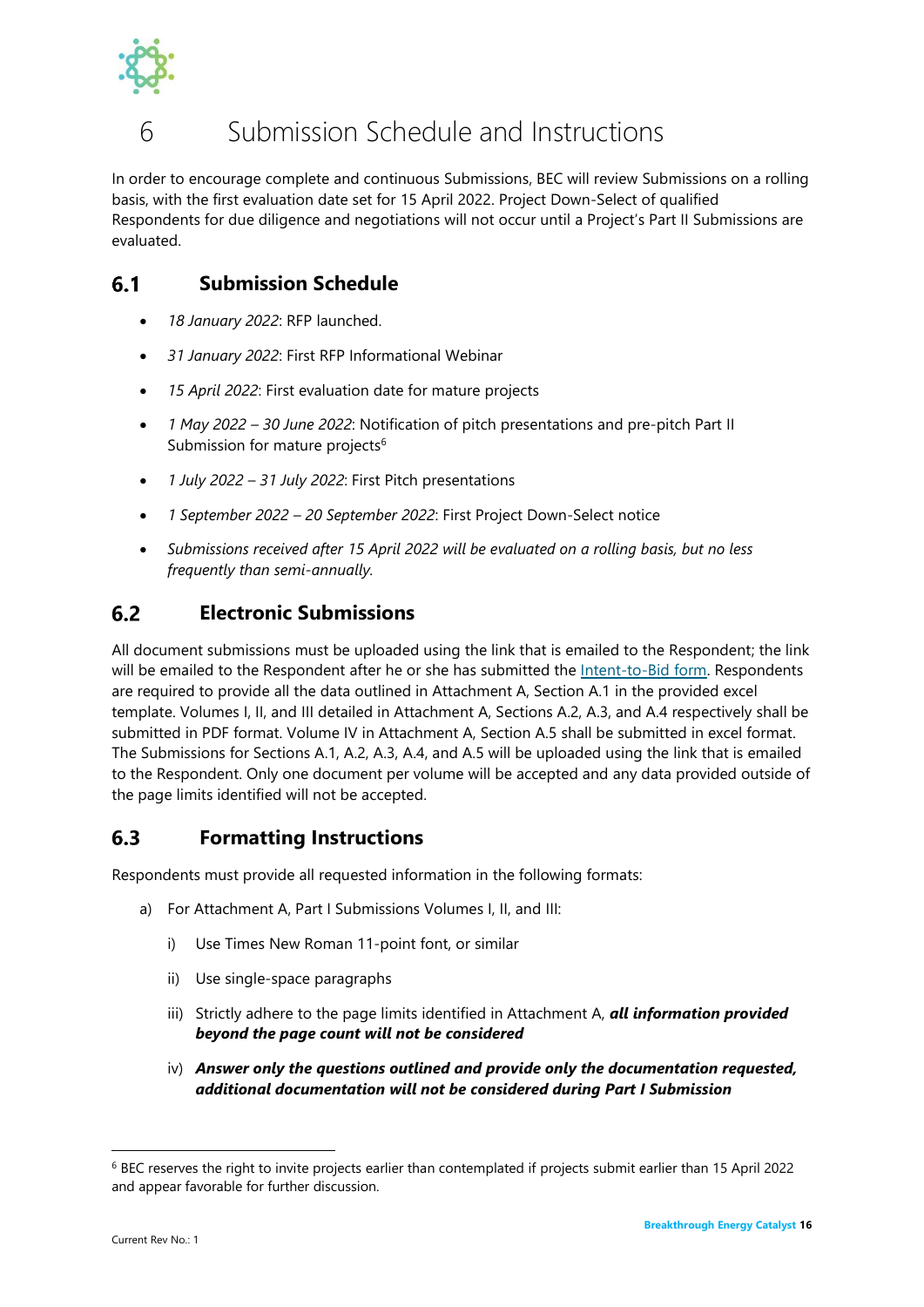# 6 Submission Schedule and Instructions

In order to encourage complete and continuous Submissions, BEC will review Submissions on a rolling basis, with the first evaluation date set for 15 April 2022. Project Down-Select of qualified Respondents for due diligence and negotiations will not occur until a Project's Part II Submissions are evaluated.

## 6.1 Submission Schedule

- *18 January 2022*: RFP launched.
- *31 January 2022*: First RFP Informational Webinar
- *15 April 2022*: First evaluation date for mature projects
- *1 May 2022 – 30 June 2022*: Notification of pitch presentations and pre-pitch Part II Submission for mature projects[6]
- *1 July 2022 – 31 July 2022*: First Pitch presentations
- *1 September 2022 – 20 September 2022*: First Project Down-Select notice
- *Submissions received after 15 April 2022 will be evaluated on a rolling basis, but no less frequently than semi-annually.*

## 6.2 Electronic Submissions

All document submissions must be uploaded using the link that is emailed to the Respondent; the link will be emailed to the Respondent after he or she has submitted the Intent-to-Bid form. Respondents are required to provide all the data outlined in Attachment A, Section A.1 in the provided excel template. Volumes I, II, and III detailed in Attachment A, Sections A.2, A.3, and A.4 respectively shall be submitted in PDF format. Volume IV in Attachment A, Section A.5 shall be submitted in excel format. The Submissions for Sections A.1, A.2, A.3, A.4, and A.5 will be uploaded using the link that is emailed to the Respondent. Only one document per volume will be accepted and any data provided outside of the page limits identified will not be accepted.

## 6.3 Formatting Instructions

Respondents must provide all requested information in the following formats:

a) For Attachment A, Part I Submissions Volumes I, II, and III:

   i) Use Times New Roman 11-point font, or similar

   ii) Use single-space paragraphs

   iii) Strictly adhere to the page limits identified in Attachment A, ***all information provided beyond the page count will not be considered***

   iv) ***Answer only the questions outlined and provide only the documentation requested, additional documentation will not be considered during Part I Submission***

[6] BEC reserves the right to invite projects earlier than contemplated if projects submit earlier than 15 April 2022 and appear favorable for further discussion.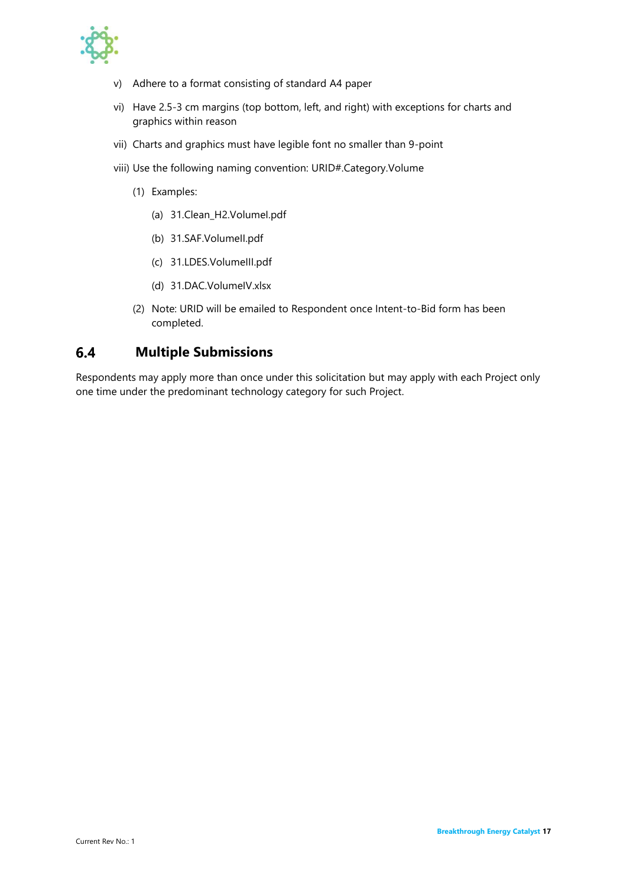v) Adhere to a format consisting of standard A4 paper

vi) Have 2.5-3 cm margins (top bottom, left, and right) with exceptions for charts and graphics within reason

vii) Charts and graphics must have legible font no smaller than 9-point

viii) Use the following naming convention: URID#.Category.Volume

(1) Examples:

(a) 31.Clean_H2.VolumeI.pdf

(b) 31.SAF.VolumeII.pdf

(c) 31.LDES.VolumeIII.pdf

(d) 31.DAC.VolumeIV.xlsx

(2) Note: URID will be emailed to Respondent once Intent-to-Bid form has been completed.

## 6.4 Multiple Submissions

Respondents may apply more than once under this solicitation but may apply with each Project only one time under the predominant technology category for such Project.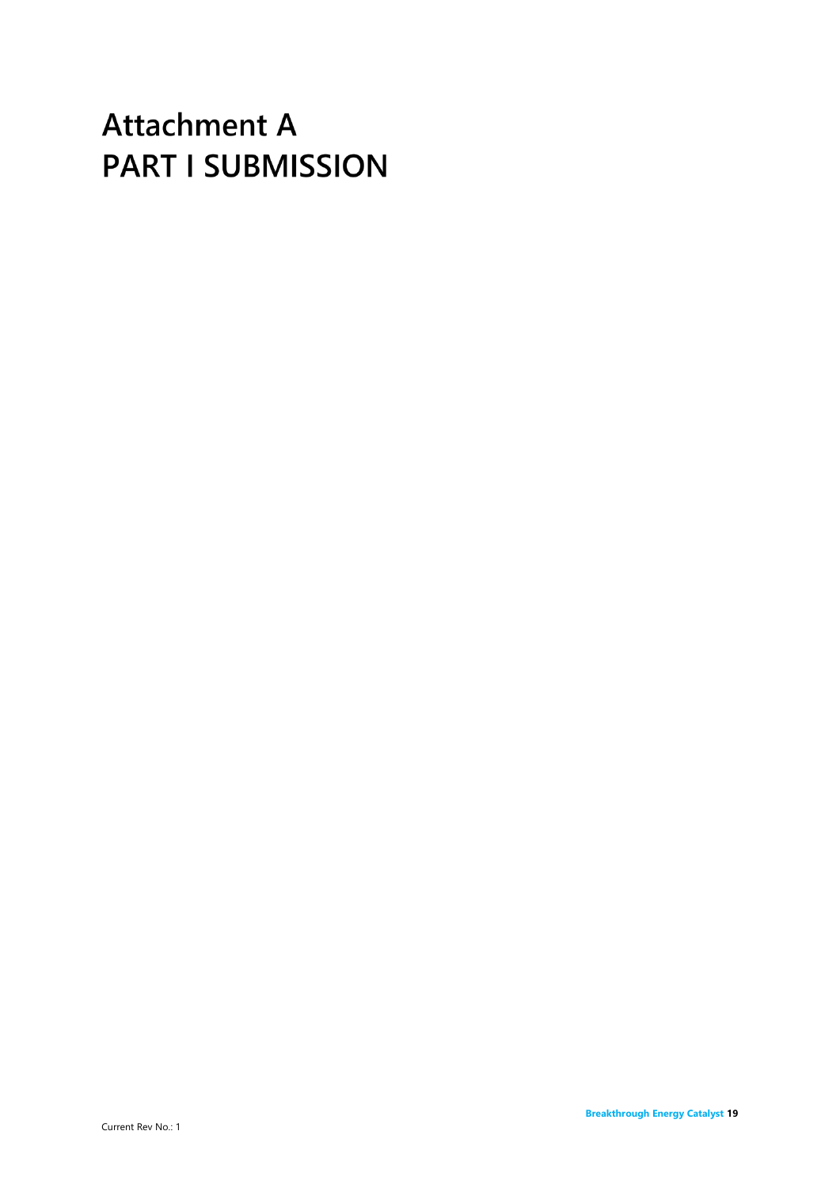# Attachment A
# PART I SUBMISSION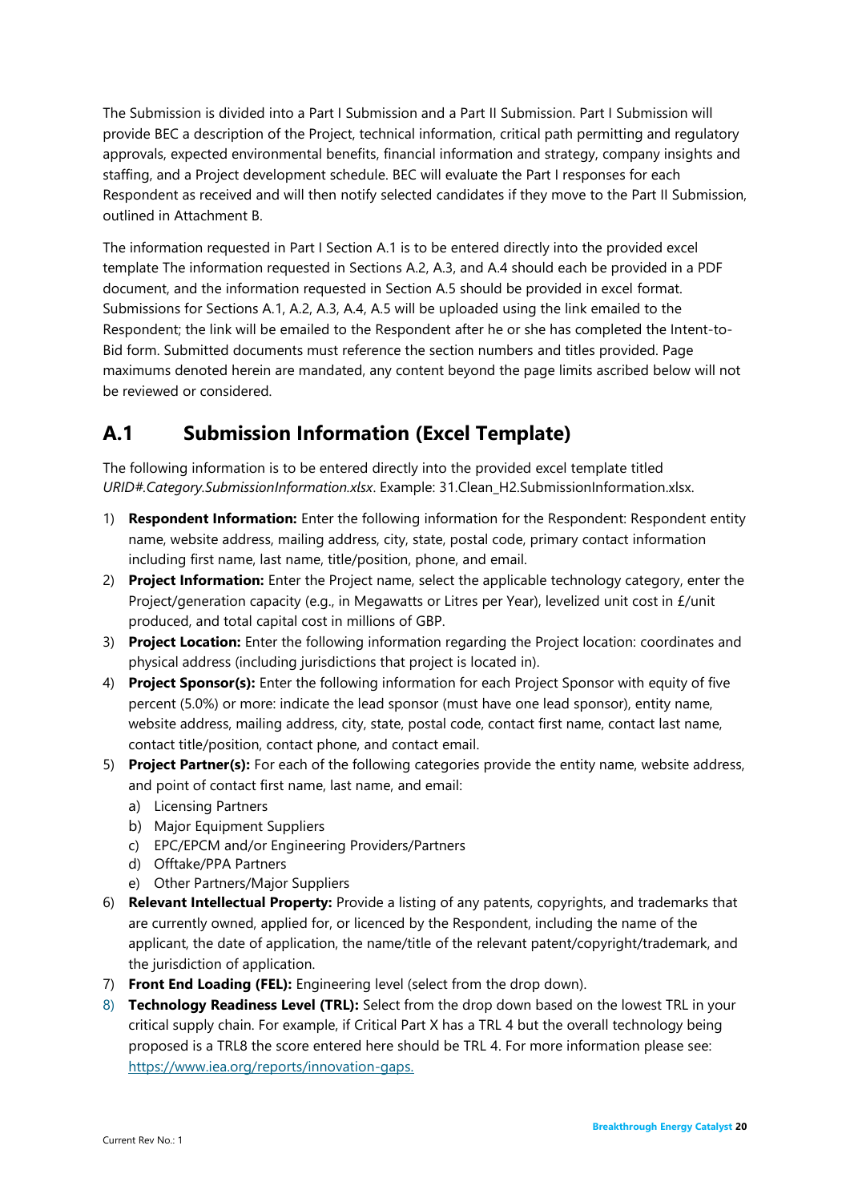The Submission is divided into a Part I Submission and a Part II Submission. Part I Submission will provide BEC a description of the Project, technical information, critical path permitting and regulatory approvals, expected environmental benefits, financial information and strategy, company insights and staffing, and a Project development schedule. BEC will evaluate the Part I responses for each Respondent as received and will then notify selected candidates if they move to the Part II Submission, outlined in Attachment B.

The information requested in Part I Section A.1 is to be entered directly into the provided excel template The information requested in Sections A.2, A.3, and A.4 should each be provided in a PDF document, and the information requested in Section A.5 should be provided in excel format. Submissions for Sections A.1, A.2, A.3, A.4, A.5 will be uploaded using the link emailed to the Respondent; the link will be emailed to the Respondent after he or she has completed the Intent-to-Bid form. Submitted documents must reference the section numbers and titles provided. Page maximums denoted herein are mandated, any content beyond the page limits ascribed below will not be reviewed or considered.

## A.1 Submission Information (Excel Template)

The following information is to be entered directly into the provided excel template titled *URID#.Category.SubmissionInformation.xlsx*. Example: 31.Clean_H2.SubmissionInformation.xlsx.

1) **Respondent Information:** Enter the following information for the Respondent: Respondent entity name, website address, mailing address, city, state, postal code, primary contact information including first name, last name, title/position, phone, and email.
2) **Project Information:** Enter the Project name, select the applicable technology category, enter the Project/generation capacity (e.g., in Megawatts or Litres per Year), levelized unit cost in £/unit produced, and total capital cost in millions of GBP.
3) **Project Location:** Enter the following information regarding the Project location: coordinates and physical address (including jurisdictions that project is located in).
4) **Project Sponsor(s):** Enter the following information for each Project Sponsor with equity of five percent (5.0%) or more: indicate the lead sponsor (must have one lead sponsor), entity name, website address, mailing address, city, state, postal code, contact first name, contact last name, contact title/position, contact phone, and contact email.
5) **Project Partner(s):** For each of the following categories provide the entity name, website address, and point of contact first name, last name, and email:
   a) Licensing Partners
   b) Major Equipment Suppliers
   c) EPC/EPCM and/or Engineering Providers/Partners
   d) Offtake/PPA Partners
   e) Other Partners/Major Suppliers
6) **Relevant Intellectual Property:** Provide a listing of any patents, copyrights, and trademarks that are currently owned, applied for, or licenced by the Respondent, including the name of the applicant, the date of application, the name/title of the relevant patent/copyright/trademark, and the jurisdiction of application.
7) **Front End Loading (FEL):** Engineering level (select from the drop down).
8) **Technology Readiness Level (TRL):** Select from the drop down based on the lowest TRL in your critical supply chain. For example, if Critical Part X has a TRL 4 but the overall technology being proposed is a TRL8 the score entered here should be TRL 4. For more information please see: https://www.iea.org/reports/innovation-gaps.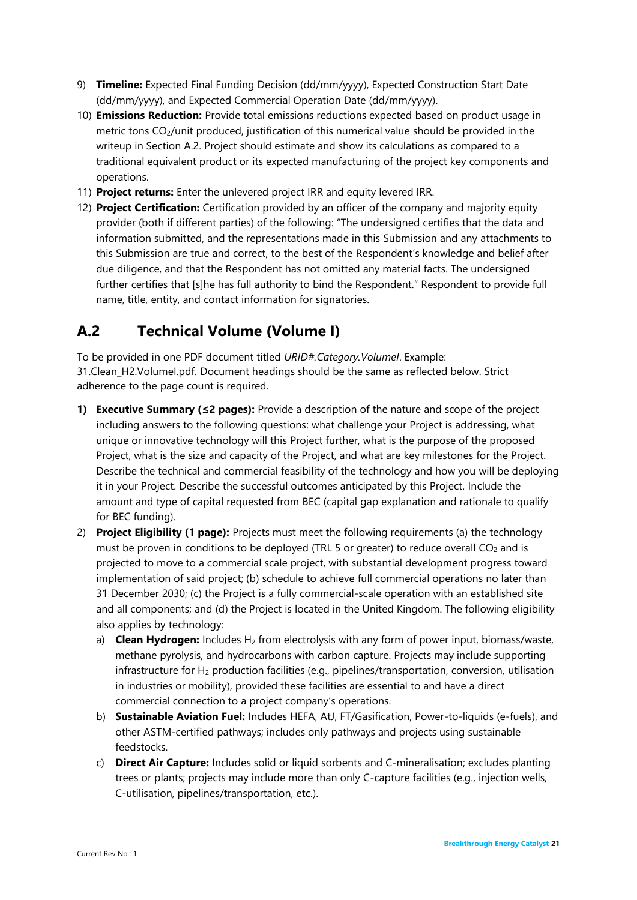9) **Timeline:** Expected Final Funding Decision (dd/mm/yyyy), Expected Construction Start Date (dd/mm/yyyy), and Expected Commercial Operation Date (dd/mm/yyyy).
10) **Emissions Reduction:** Provide total emissions reductions expected based on product usage in metric tons $CO_2$/unit produced, justification of this numerical value should be provided in the writeup in Section A.2. Project should estimate and show its calculations as compared to a traditional equivalent product or its expected manufacturing of the project key components and operations.
11) **Project returns:** Enter the unlevered project IRR and equity levered IRR.
12) **Project Certification:** Certification provided by an officer of the company and majority equity provider (both if different parties) of the following: "The undersigned certifies that the data and information submitted, and the representations made in this Submission and any attachments to this Submission are true and correct, to the best of the Respondent's knowledge and belief after due diligence, and that the Respondent has not omitted any material facts. The undersigned further certifies that [s]he has full authority to bind the Respondent." Respondent to provide full name, title, entity, and contact information for signatories.

## A.2 Technical Volume (Volume I)

To be provided in one PDF document titled *URID#.Category.VolumeI*. Example: 31.Clean_H2.VolumeI.pdf. Document headings should be the same as reflected below. Strict adherence to the page count is required.

1) **Executive Summary (≤2 pages):** Provide a description of the nature and scope of the project including answers to the following questions: what challenge your Project is addressing, what unique or innovative technology will this Project further, what is the purpose of the proposed Project, what is the size and capacity of the Project, and what are key milestones for the Project. Describe the technical and commercial feasibility of the technology and how you will be deploying it in your Project. Describe the successful outcomes anticipated by this Project. Include the amount and type of capital requested from BEC (capital gap explanation and rationale to qualify for BEC funding).
2) **Project Eligibility (1 page):** Projects must meet the following requirements (a) the technology must be proven in conditions to be deployed (TRL 5 or greater) to reduce overall $CO_2$ and is projected to move to a commercial scale project, with substantial development progress toward implementation of said project; (b) schedule to achieve full commercial operations no later than 31 December 2030; (c) the Project is a fully commercial-scale operation with an established site and all components; and (d) the Project is located in the United Kingdom. The following eligibility also applies by technology:
   a) **Clean Hydrogen:** Includes $H_2$ from electrolysis with any form of power input, biomass/waste, methane pyrolysis, and hydrocarbons with carbon capture. Projects may include supporting infrastructure for $H_2$ production facilities (e.g., pipelines/transportation, conversion, utilisation in industries or mobility), provided these facilities are essential to and have a direct commercial connection to a project company's operations.
   b) **Sustainable Aviation Fuel:** Includes HEFA, AtJ, FT/Gasification, Power-to-liquids (e-fuels), and other ASTM-certified pathways; includes only pathways and projects using sustainable feedstocks.
   c) **Direct Air Capture:** Includes solid or liquid sorbents and C-mineralisation; excludes planting trees or plants; projects may include more than only C-capture facilities (e.g., injection wells, C-utilisation, pipelines/transportation, etc.).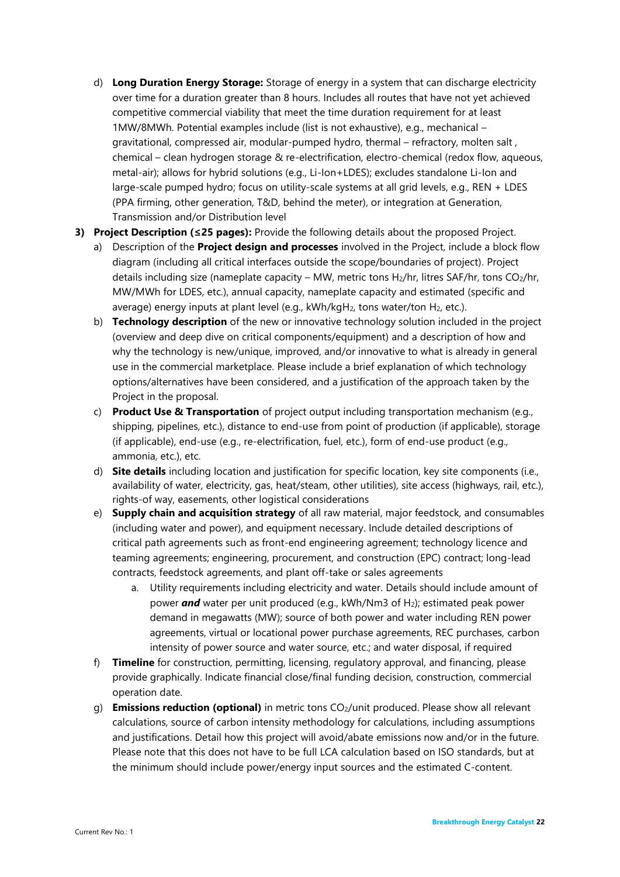d) **Long Duration Energy Storage:** Storage of energy in a system that can discharge electricity over time for a duration greater than 8 hours. Includes all routes that have not yet achieved competitive commercial viability that meet the time duration requirement for at least 1MW/8MWh. Potential examples include (list is not exhaustive), e.g., mechanical – gravitational, compressed air, modular-pumped hydro, thermal – refractory, molten salt , chemical – clean hydrogen storage & re-electrification, electro-chemical (redox flow, aqueous, metal-air); allows for hybrid solutions (e.g., Li-Ion+LDES); excludes standalone Li-Ion and large-scale pumped hydro; focus on utility-scale systems at all grid levels, e.g., REN + LDES (PPA firming, other generation, T&D, behind the meter), or integration at Generation, Transmission and/or Distribution level

**3) Project Description (≤25 pages):** Provide the following details about the proposed Project.

a) Description of the **Project design and processes** involved in the Project, include a block flow diagram (including all critical interfaces outside the scope/boundaries of project). Project details including size (nameplate capacity – MW, metric tons $H_2$/hr, litres SAF/hr, tons $CO_2$/hr, MW/MWh for LDES, etc.), annual capacity, nameplate capacity and estimated (specific and average) energy inputs at plant level (e.g., kWh/kg$H_2$, tons water/ton $H_2$, etc.).

b) **Technology description** of the new or innovative technology solution included in the project (overview and deep dive on critical components/equipment) and a description of how and why the technology is new/unique, improved, and/or innovative to what is already in general use in the commercial marketplace. Please include a brief explanation of which technology options/alternatives have been considered, and a justification of the approach taken by the Project in the proposal.

c) **Product Use & Transportation** of project output including transportation mechanism (e.g., shipping, pipelines, etc.), distance to end-use from point of production (if applicable), storage (if applicable), end-use (e.g., re-electrification, fuel, etc.), form of end-use product (e.g., ammonia, etc.), etc.

d) **Site details** including location and justification for specific location, key site components (i.e., availability of water, electricity, gas, heat/steam, other utilities), site access (highways, rail, etc.), rights-of way, easements, other logistical considerations

e) **Supply chain and acquisition strategy** of all raw material, major feedstock, and consumables (including water and power), and equipment necessary. Include detailed descriptions of critical path agreements such as front-end engineering agreement; technology licence and teaming agreements; engineering, procurement, and construction (EPC) contract; long-lead contracts, feedstock agreements, and plant off-take or sales agreements

   a. Utility requirements including electricity and water. Details should include amount of power ***and*** water per unit produced (e.g., kWh/Nm3 of $H_2$); estimated peak power demand in megawatts (MW); source of both power and water including REN power agreements, virtual or locational power purchase agreements, REC purchases, carbon intensity of power source and water source, etc.; and water disposal, if required

f) **Timeline** for construction, permitting, licensing, regulatory approval, and financing, please provide graphically. Indicate financial close/final funding decision, construction, commercial operation date.

g) **Emissions reduction (optional)** in metric tons $CO_2$/unit produced. Please show all relevant calculations, source of carbon intensity methodology for calculations, including assumptions and justifications. Detail how this project will avoid/abate emissions now and/or in the future. Please note that this does not have to be full LCA calculation based on ISO standards, but at the minimum should include power/energy input sources and the estimated C-content.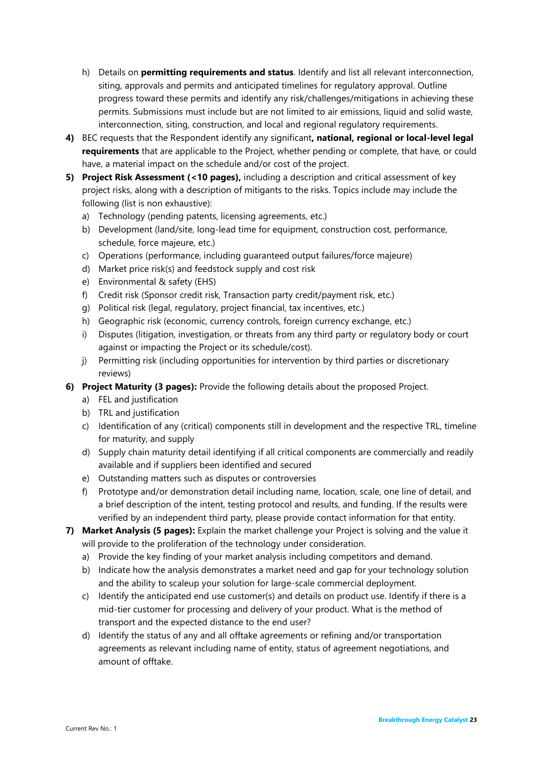h) Details on **permitting requirements and status**. Identify and list all relevant interconnection, siting, approvals and permits and anticipated timelines for regulatory approval. Outline progress toward these permits and identify any risk/challenges/mitigations in achieving these permits. Submissions must include but are not limited to air emissions, liquid and solid waste, interconnection, siting, construction, and local and regional regulatory requirements.

4) BEC requests that the Respondent identify any significant**, national, regional or local-level legal requirements** that are applicable to the Project, whether pending or complete, that have, or could have, a material impact on the schedule and/or cost of the project.

5) **Project Risk Assessment (<10 pages),** including a description and critical assessment of key project risks, along with a description of mitigants to the risks. Topics include may include the following (list is non exhaustive):
   a) Technology (pending patents, licensing agreements, etc.)
   b) Development (land/site, long-lead time for equipment, construction cost, performance, schedule, force majeure, etc.)
   c) Operations (performance, including guaranteed output failures/force majeure)
   d) Market price risk(s) and feedstock supply and cost risk
   e) Environmental & safety (EHS)
   f) Credit risk (Sponsor credit risk, Transaction party credit/payment risk, etc.)
   g) Political risk (legal, regulatory, project financial, tax incentives, etc.)
   h) Geographic risk (economic, currency controls, foreign currency exchange, etc.)
   i) Disputes (litigation, investigation, or threats from any third party or regulatory body or court against or impacting the Project or its schedule/cost).
   j) Permitting risk (including opportunities for intervention by third parties or discretionary reviews)

6) **Project Maturity (3 pages):** Provide the following details about the proposed Project.
   a) FEL and justification
   b) TRL and justification
   c) Identification of any (critical) components still in development and the respective TRL, timeline for maturity, and supply
   d) Supply chain maturity detail identifying if all critical components are commercially and readily available and if suppliers been identified and secured
   e) Outstanding matters such as disputes or controversies
   f) Prototype and/or demonstration detail including name, location, scale, one line of detail, and a brief description of the intent, testing protocol and results, and funding. If the results were verified by an independent third party, please provide contact information for that entity.

7) **Market Analysis (5 pages):** Explain the market challenge your Project is solving and the value it will provide to the proliferation of the technology under consideration.
   a) Provide the key finding of your market analysis including competitors and demand.
   b) Indicate how the analysis demonstrates a market need and gap for your technology solution and the ability to scaleup your solution for large-scale commercial deployment.
   c) Identify the anticipated end use customer(s) and details on product use. Identify if there is a mid-tier customer for processing and delivery of your product. What is the method of transport and the expected distance to the end user?
   d) Identify the status of any and all offtake agreements or refining and/or transportation agreements as relevant including name of entity, status of agreement negotiations, and amount of offtake.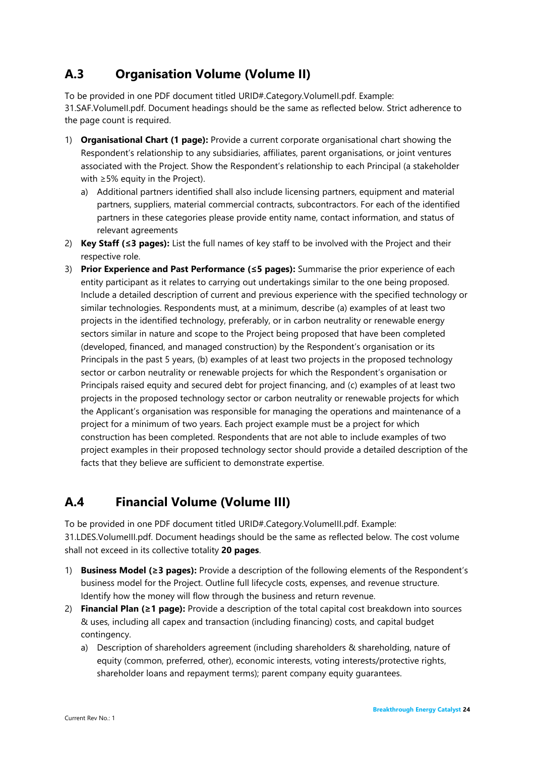## A.3 Organisation Volume (Volume II)

To be provided in one PDF document titled URID#.Category.VolumeII.pdf. Example: 31.SAF.VolumeII.pdf. Document headings should be the same as reflected below. Strict adherence to the page count is required.

1) **Organisational Chart (1 page):** Provide a current corporate organisational chart showing the Respondent's relationship to any subsidiaries, affiliates, parent organisations, or joint ventures associated with the Project. Show the Respondent's relationship to each Principal (a stakeholder with ≥5% equity in the Project).
   a) Additional partners identified shall also include licensing partners, equipment and material partners, suppliers, material commercial contracts, subcontractors. For each of the identified partners in these categories please provide entity name, contact information, and status of relevant agreements
2) **Key Staff (≤3 pages):** List the full names of key staff to be involved with the Project and their respective role.
3) **Prior Experience and Past Performance (≤5 pages):** Summarise the prior experience of each entity participant as it relates to carrying out undertakings similar to the one being proposed. Include a detailed description of current and previous experience with the specified technology or similar technologies. Respondents must, at a minimum, describe (a) examples of at least two projects in the identified technology, preferably, or in carbon neutrality or renewable energy sectors similar in nature and scope to the Project being proposed that have been completed (developed, financed, and managed construction) by the Respondent's organisation or its Principals in the past 5 years, (b) examples of at least two projects in the proposed technology sector or carbon neutrality or renewable projects for which the Respondent's organisation or Principals raised equity and secured debt for project financing, and (c) examples of at least two projects in the proposed technology sector or carbon neutrality or renewable projects for which the Applicant's organisation was responsible for managing the operations and maintenance of a project for a minimum of two years. Each project example must be a project for which construction has been completed. Respondents that are not able to include examples of two project examples in their proposed technology sector should provide a detailed description of the facts that they believe are sufficient to demonstrate expertise.

## A.4 Financial Volume (Volume III)

To be provided in one PDF document titled URID#.Category.VolumeIII.pdf. Example: 31.LDES.VolumeIII.pdf. Document headings should be the same as reflected below. The cost volume shall not exceed in its collective totality **20 pages**.

1) **Business Model (≥3 pages):** Provide a description of the following elements of the Respondent's business model for the Project. Outline full lifecycle costs, expenses, and revenue structure. Identify how the money will flow through the business and return revenue.
2) **Financial Plan (≥1 page):** Provide a description of the total capital cost breakdown into sources & uses, including all capex and transaction (including financing) costs, and capital budget contingency.
   a) Description of shareholders agreement (including shareholders & shareholding, nature of equity (common, preferred, other), economic interests, voting interests/protective rights, shareholder loans and repayment terms); parent company equity guarantees.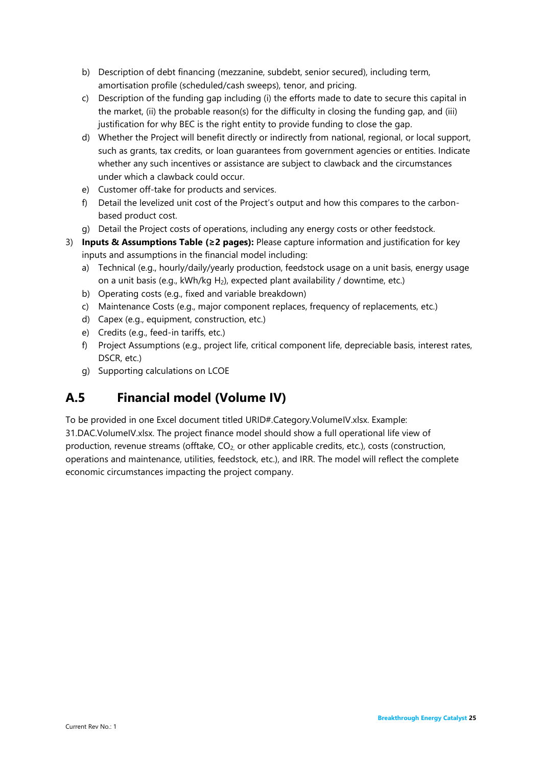b) Description of debt financing (mezzanine, subdebt, senior secured), including term, amortisation profile (scheduled/cash sweeps), tenor, and pricing.
c) Description of the funding gap including (i) the efforts made to date to secure this capital in the market, (ii) the probable reason(s) for the difficulty in closing the funding gap, and (iii) justification for why BEC is the right entity to provide funding to close the gap.
d) Whether the Project will benefit directly or indirectly from national, regional, or local support, such as grants, tax credits, or loan guarantees from government agencies or entities. Indicate whether any such incentives or assistance are subject to clawback and the circumstances under which a clawback could occur.
e) Customer off-take for products and services.
f) Detail the levelized unit cost of the Project's output and how this compares to the carbon-based product cost.
g) Detail the Project costs of operations, including any energy costs or other feedstock.

3) **Inputs & Assumptions Table (≥2 pages):** Please capture information and justification for key inputs and assumptions in the financial model including:
   a) Technical (e.g., hourly/daily/yearly production, feedstock usage on a unit basis, energy usage on a unit basis (e.g., kWh/kg $H_2$), expected plant availability / downtime, etc.)
   b) Operating costs (e.g., fixed and variable breakdown)
   c) Maintenance Costs (e.g., major component replaces, frequency of replacements, etc.)
   d) Capex (e.g., equipment, construction, etc.)
   e) Credits (e.g., feed-in tariffs, etc.)
   f) Project Assumptions (e.g., project life, critical component life, depreciable basis, interest rates, DSCR, etc.)
   g) Supporting calculations on LCOE

## A.5 Financial model (Volume IV)

To be provided in one Excel document titled URID#.Category.VolumeIV.xlsx. Example: 31.DAC.VolumeIV.xlsx. The project finance model should show a full operational life view of production, revenue streams (offtake, $CO_2$, or other applicable credits, etc.), costs (construction, operations and maintenance, utilities, feedstock, etc.), and IRR. The model will reflect the complete economic circumstances impacting the project company.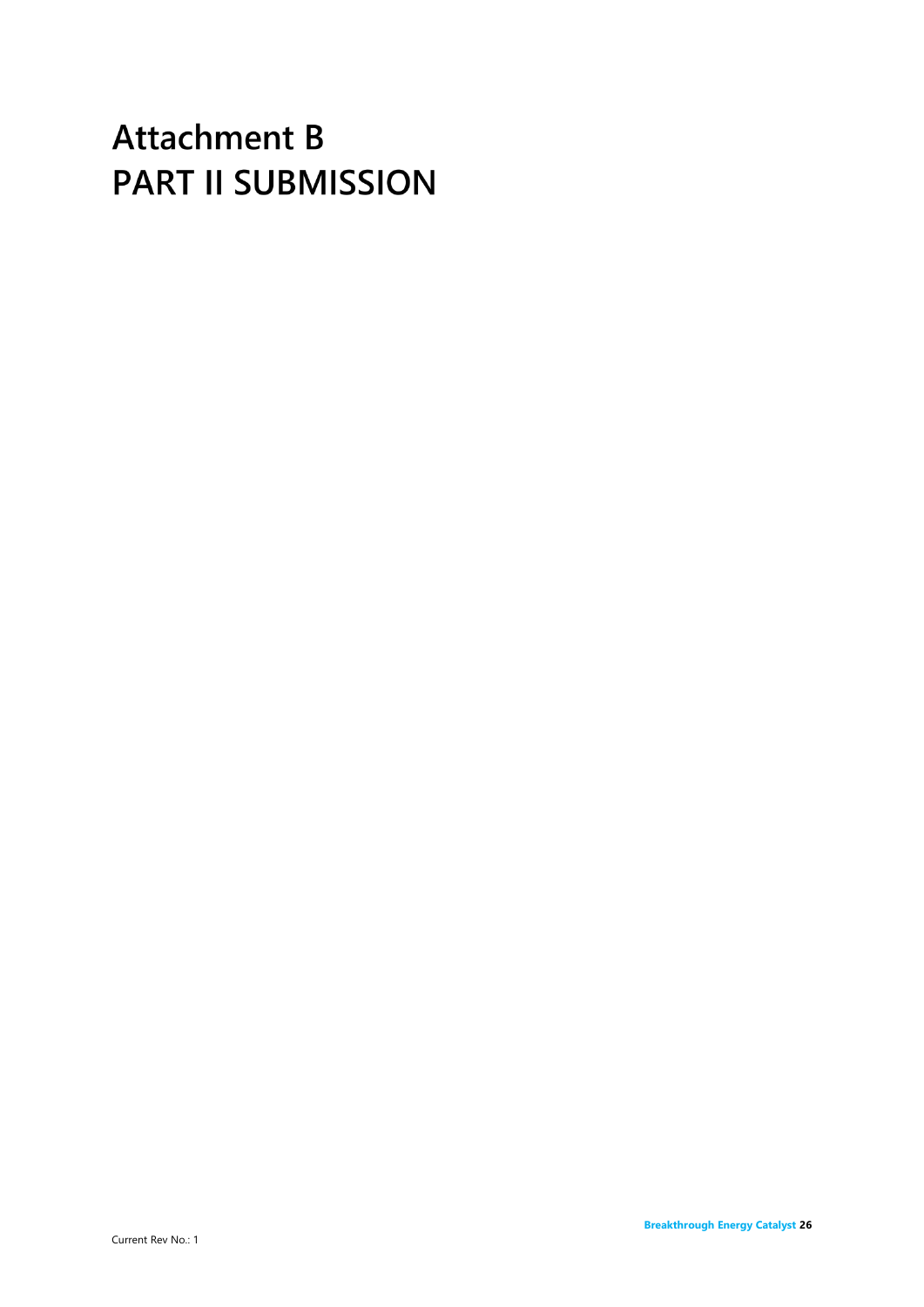# Attachment B
# PART II SUBMISSION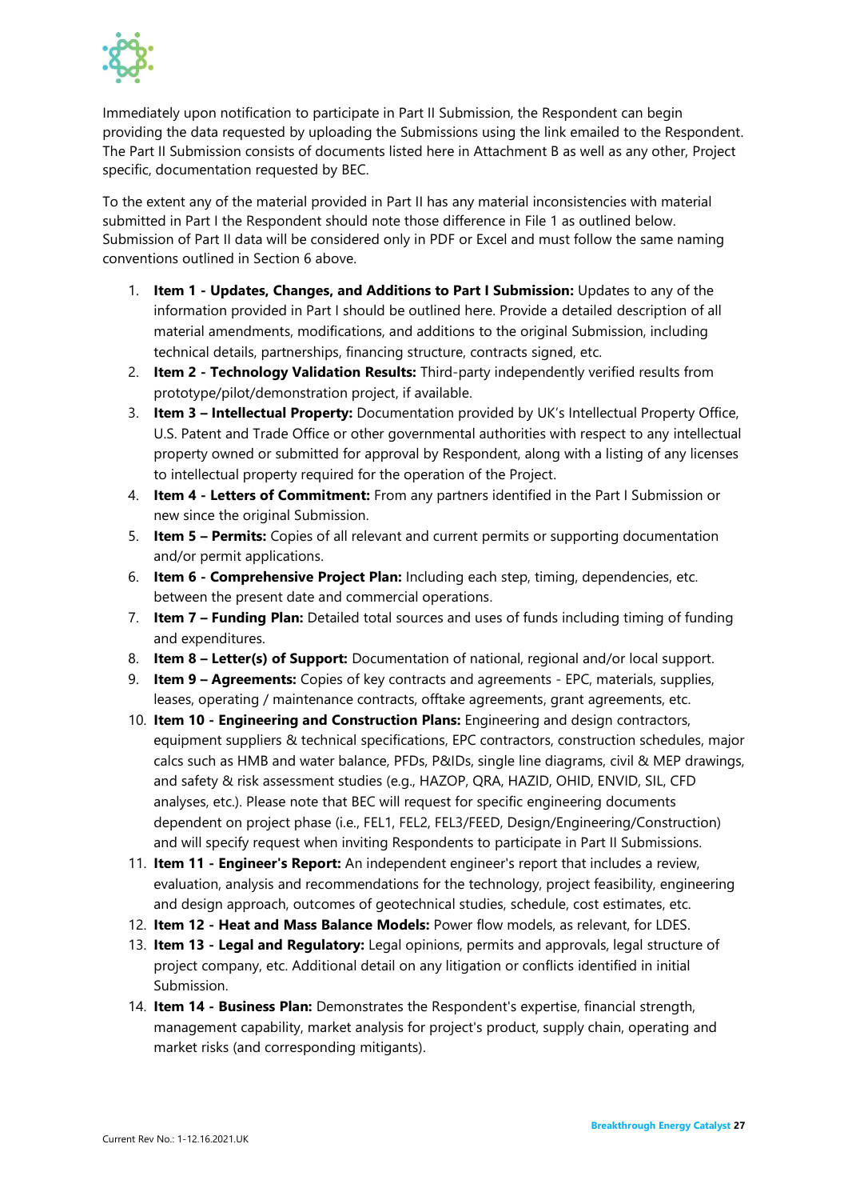Immediately upon notification to participate in Part II Submission, the Respondent can begin providing the data requested by uploading the Submissions using the link emailed to the Respondent. The Part II Submission consists of documents listed here in Attachment B as well as any other, Project specific, documentation requested by BEC.

To the extent any of the material provided in Part II has any material inconsistencies with material submitted in Part I the Respondent should note those difference in File 1 as outlined below. Submission of Part II data will be considered only in PDF or Excel and must follow the same naming conventions outlined in Section 6 above.

1. **Item 1 - Updates, Changes, and Additions to Part I Submission:** Updates to any of the information provided in Part I should be outlined here. Provide a detailed description of all material amendments, modifications, and additions to the original Submission, including technical details, partnerships, financing structure, contracts signed, etc.
2. **Item 2 - Technology Validation Results:** Third-party independently verified results from prototype/pilot/demonstration project, if available.
3. **Item 3 – Intellectual Property:** Documentation provided by UK's Intellectual Property Office, U.S. Patent and Trade Office or other governmental authorities with respect to any intellectual property owned or submitted for approval by Respondent, along with a listing of any licenses to intellectual property required for the operation of the Project.
4. **Item 4 - Letters of Commitment:** From any partners identified in the Part I Submission or new since the original Submission.
5. **Item 5 – Permits:** Copies of all relevant and current permits or supporting documentation and/or permit applications.
6. **Item 6 - Comprehensive Project Plan:** Including each step, timing, dependencies, etc. between the present date and commercial operations.
7. **Item 7 – Funding Plan:** Detailed total sources and uses of funds including timing of funding and expenditures.
8. **Item 8 – Letter(s) of Support:** Documentation of national, regional and/or local support.
9. **Item 9 – Agreements:** Copies of key contracts and agreements - EPC, materials, supplies, leases, operating / maintenance contracts, offtake agreements, grant agreements, etc.
10. **Item 10 - Engineering and Construction Plans:** Engineering and design contractors, equipment suppliers & technical specifications, EPC contractors, construction schedules, major calcs such as HMB and water balance, PFDs, P&IDs, single line diagrams, civil & MEP drawings, and safety & risk assessment studies (e.g., HAZOP, QRA, HAZID, OHID, ENVID, SIL, CFD analyses, etc.). Please note that BEC will request for specific engineering documents dependent on project phase (i.e., FEL1, FEL2, FEL3/FEED, Design/Engineering/Construction) and will specify request when inviting Respondents to participate in Part II Submissions.
11. **Item 11 - Engineer's Report:** An independent engineer's report that includes a review, evaluation, analysis and recommendations for the technology, project feasibility, engineering and design approach, outcomes of geotechnical studies, schedule, cost estimates, etc.
12. **Item 12 - Heat and Mass Balance Models:** Power flow models, as relevant, for LDES.
13. **Item 13 - Legal and Regulatory:** Legal opinions, permits and approvals, legal structure of project company, etc. Additional detail on any litigation or conflicts identified in initial Submission.
14. **Item 14 - Business Plan:** Demonstrates the Respondent's expertise, financial strength, management capability, market analysis for project's product, supply chain, operating and market risks (and corresponding mitigants).

Current Rev No.: 1-12.16.2021.UK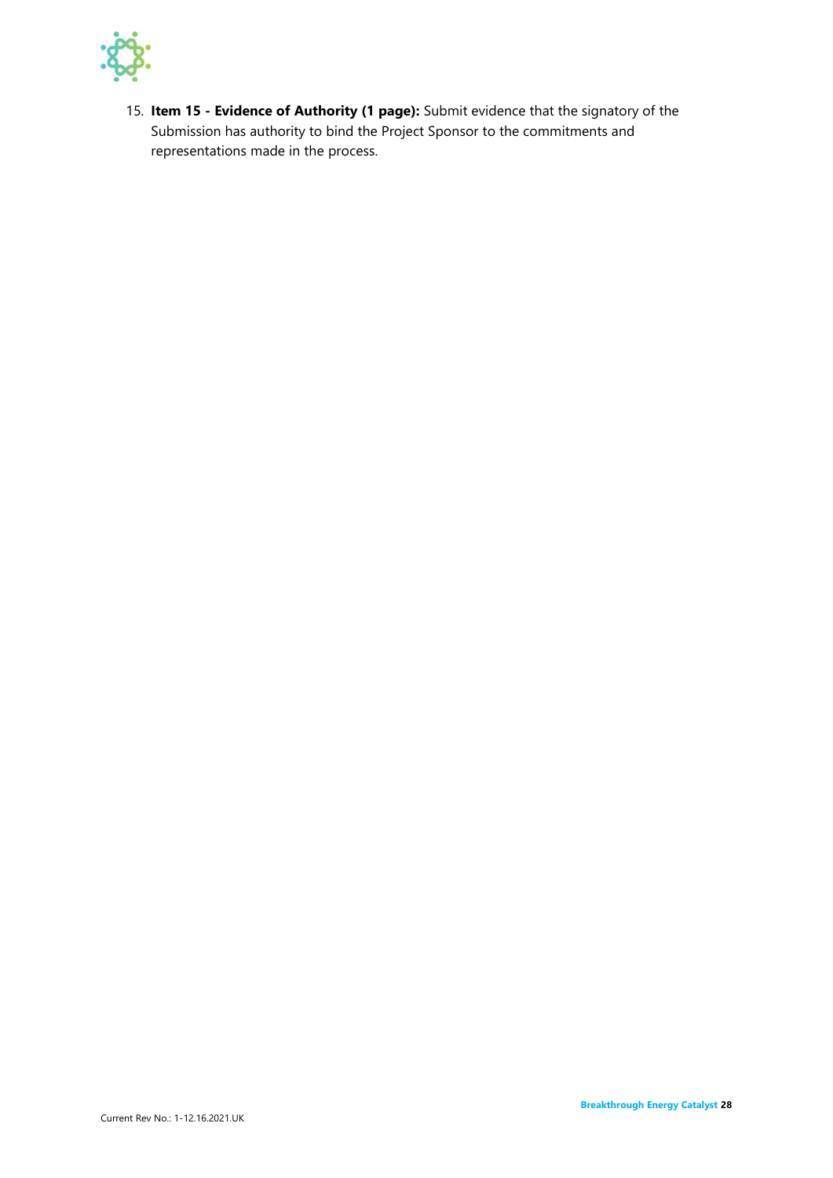15. **Item 15 - Evidence of Authority (1 page):** Submit evidence that the signatory of the Submission has authority to bind the Project Sponsor to the commitments and representations made in the process.